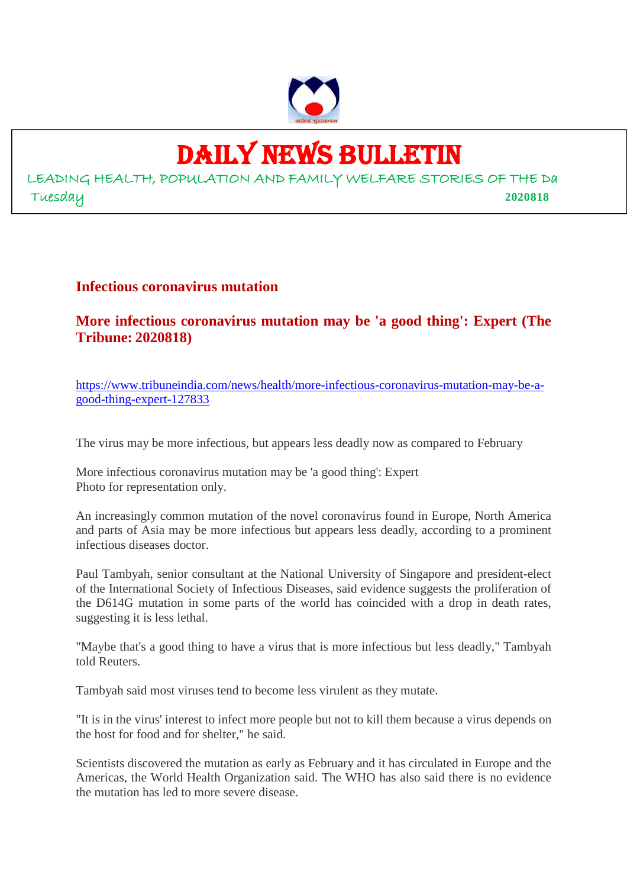# DAILY NEWS BULLETIN

LEADING HEALTH, POPULATION AND FAMILY WELFARE STORIES OF THE Da

Tuesday **2020818**

## Infectious coronavirus mutation

### More infectious coronavirus mutation may be 'a good thing': Expert (The Tribune: 2020818)

https://www.tribuneindia.com/news/health/more-infectious-coronavirus-mutation-may-be-a-good-thing-expert-127833

The virus may be more infectious, but appears less deadly now as compared to February

More infectious coronavirus mutation may be 'a good thing': Expert
Photo for representation only.

An increasingly common mutation of the novel coronavirus found in Europe, North America and parts of Asia may be more infectious but appears less deadly, according to a prominent infectious diseases doctor.

Paul Tambyah, senior consultant at the National University of Singapore and president-elect of the International Society of Infectious Diseases, said evidence suggests the proliferation of the D614G mutation in some parts of the world has coincided with a drop in death rates, suggesting it is less lethal.

"Maybe that's a good thing to have a virus that is more infectious but less deadly," Tambyah told Reuters.

Tambyah said most viruses tend to become less virulent as they mutate.

"It is in the virus' interest to infect more people but not to kill them because a virus depends on the host for food and for shelter," he said.

Scientists discovered the mutation as early as February and it has circulated in Europe and the Americas, the World Health Organization said. The WHO has also said there is no evidence the mutation has led to more severe disease.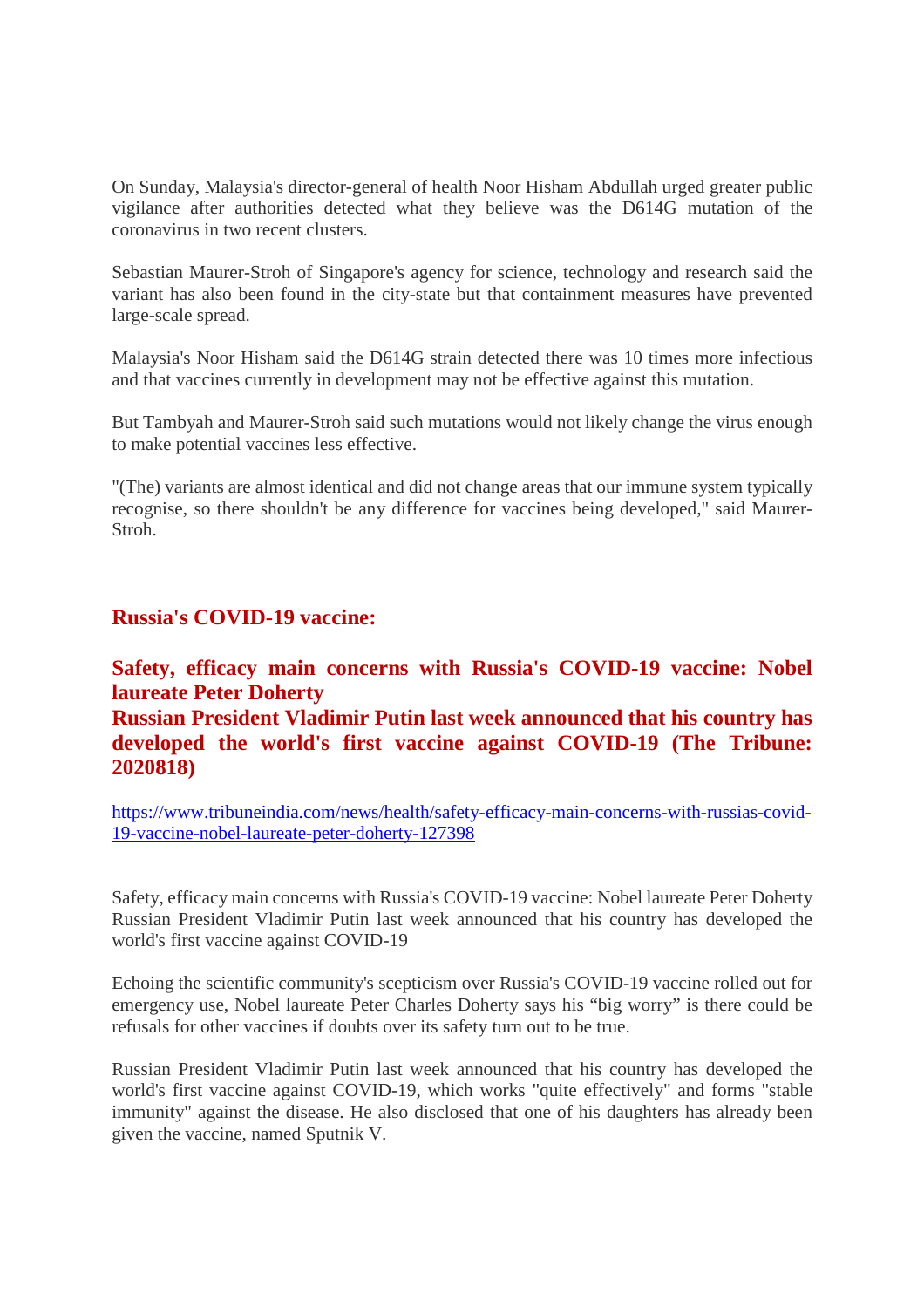On Sunday, Malaysia's director-general of health Noor Hisham Abdullah urged greater public vigilance after authorities detected what they believe was the D614G mutation of the coronavirus in two recent clusters.

Sebastian Maurer-Stroh of Singapore's agency for science, technology and research said the variant has also been found in the city-state but that containment measures have prevented large-scale spread.

Malaysia's Noor Hisham said the D614G strain detected there was 10 times more infectious and that vaccines currently in development may not be effective against this mutation.

But Tambyah and Maurer-Stroh said such mutations would not likely change the virus enough to make potential vaccines less effective.

"(The) variants are almost identical and did not change areas that our immune system typically recognise, so there shouldn't be any difference for vaccines being developed," said Maurer-Stroh.

## Russia's COVID-19 vaccine:

## Safety, efficacy main concerns with Russia's COVID-19 vaccine: Nobel laureate Peter Doherty
## Russian President Vladimir Putin last week announced that his country has developed the world's first vaccine against COVID-19 (The Tribune: 2020818)

https://www.tribuneindia.com/news/health/safety-efficacy-main-concerns-with-russias-covid-19-vaccine-nobel-laureate-peter-doherty-127398

Safety, efficacy main concerns with Russia's COVID-19 vaccine: Nobel laureate Peter Doherty Russian President Vladimir Putin last week announced that his country has developed the world's first vaccine against COVID-19

Echoing the scientific community's scepticism over Russia's COVID-19 vaccine rolled out for emergency use, Nobel laureate Peter Charles Doherty says his "big worry" is there could be refusals for other vaccines if doubts over its safety turn out to be true.

Russian President Vladimir Putin last week announced that his country has developed the world's first vaccine against COVID-19, which works "quite effectively" and forms "stable immunity" against the disease. He also disclosed that one of his daughters has already been given the vaccine, named Sputnik V.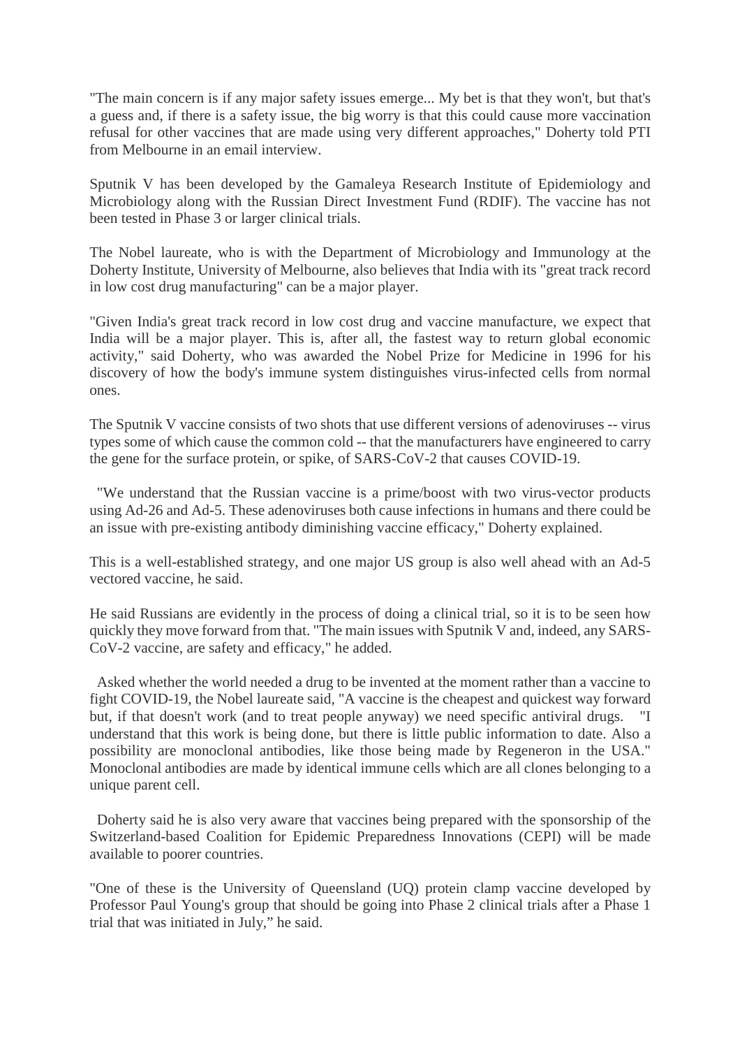"The main concern is if any major safety issues emerge... My bet is that they won't, but that's a guess and, if there is a safety issue, the big worry is that this could cause more vaccination refusal for other vaccines that are made using very different approaches," Doherty told PTI from Melbourne in an email interview.

Sputnik V has been developed by the Gamaleya Research Institute of Epidemiology and Microbiology along with the Russian Direct Investment Fund (RDIF). The vaccine has not been tested in Phase 3 or larger clinical trials.

The Nobel laureate, who is with the Department of Microbiology and Immunology at the Doherty Institute, University of Melbourne, also believes that India with its "great track record in low cost drug manufacturing" can be a major player.

"Given India's great track record in low cost drug and vaccine manufacture, we expect that India will be a major player. This is, after all, the fastest way to return global economic activity," said Doherty, who was awarded the Nobel Prize for Medicine in 1996 for his discovery of how the body's immune system distinguishes virus-infected cells from normal ones.

The Sputnik V vaccine consists of two shots that use different versions of adenoviruses -- virus types some of which cause the common cold -- that the manufacturers have engineered to carry the gene for the surface protein, or spike, of SARS-CoV-2 that causes COVID-19.

"We understand that the Russian vaccine is a prime/boost with two virus-vector products using Ad-26 and Ad-5. These adenoviruses both cause infections in humans and there could be an issue with pre-existing antibody diminishing vaccine efficacy," Doherty explained.

This is a well-established strategy, and one major US group is also well ahead with an Ad-5 vectored vaccine, he said.

He said Russians are evidently in the process of doing a clinical trial, so it is to be seen how quickly they move forward from that. "The main issues with Sputnik V and, indeed, any SARS-CoV-2 vaccine, are safety and efficacy," he added.

Asked whether the world needed a drug to be invented at the moment rather than a vaccine to fight COVID-19, the Nobel laureate said, "A vaccine is the cheapest and quickest way forward but, if that doesn't work (and to treat people anyway) we need specific antiviral drugs. "I understand that this work is being done, but there is little public information to date. Also a possibility are monoclonal antibodies, like those being made by Regeneron in the USA." Monoclonal antibodies are made by identical immune cells which are all clones belonging to a unique parent cell.

Doherty said he is also very aware that vaccines being prepared with the sponsorship of the Switzerland-based Coalition for Epidemic Preparedness Innovations (CEPI) will be made available to poorer countries.

"One of these is the University of Queensland (UQ) protein clamp vaccine developed by Professor Paul Young's group that should be going into Phase 2 clinical trials after a Phase 1 trial that was initiated in July," he said.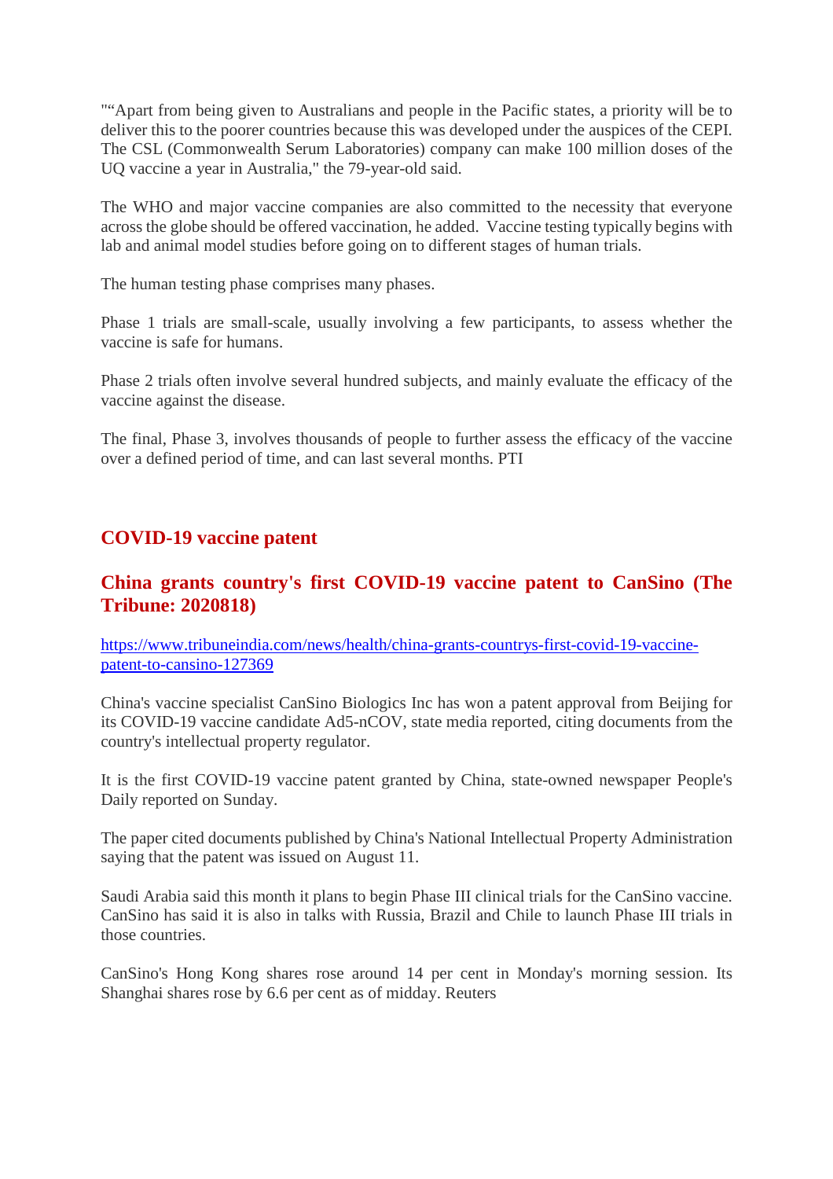"“Apart from being given to Australians and people in the Pacific states, a priority will be to deliver this to the poorer countries because this was developed under the auspices of the CEPI. The CSL (Commonwealth Serum Laboratories) company can make 100 million doses of the UQ vaccine a year in Australia," the 79-year-old said.

The WHO and major vaccine companies are also committed to the necessity that everyone across the globe should be offered vaccination, he added. Vaccine testing typically begins with lab and animal model studies before going on to different stages of human trials.

The human testing phase comprises many phases.

Phase 1 trials are small-scale, usually involving a few participants, to assess whether the vaccine is safe for humans.

Phase 2 trials often involve several hundred subjects, and mainly evaluate the efficacy of the vaccine against the disease.

The final, Phase 3, involves thousands of people to further assess the efficacy of the vaccine over a defined period of time, and can last several months. PTI

## COVID-19 vaccine patent

## China grants country's first COVID-19 vaccine patent to CanSino (The Tribune: 2020818)

[https://www.tribuneindia.com/news/health/china-grants-countrys-first-covid-19-vaccine-patent-to-cansino-127369](https://www.tribuneindia.com/news/health/china-grants-countrys-first-covid-19-vaccine-patent-to-cansino-127369)

China's vaccine specialist CanSino Biologics Inc has won a patent approval from Beijing for its COVID-19 vaccine candidate Ad5-nCOV, state media reported, citing documents from the country's intellectual property regulator.

It is the first COVID-19 vaccine patent granted by China, state-owned newspaper People's Daily reported on Sunday.

The paper cited documents published by China's National Intellectual Property Administration saying that the patent was issued on August 11.

Saudi Arabia said this month it plans to begin Phase III clinical trials for the CanSino vaccine. CanSino has said it is also in talks with Russia, Brazil and Chile to launch Phase III trials in those countries.

CanSino's Hong Kong shares rose around 14 per cent in Monday's morning session. Its Shanghai shares rose by 6.6 per cent as of midday. Reuters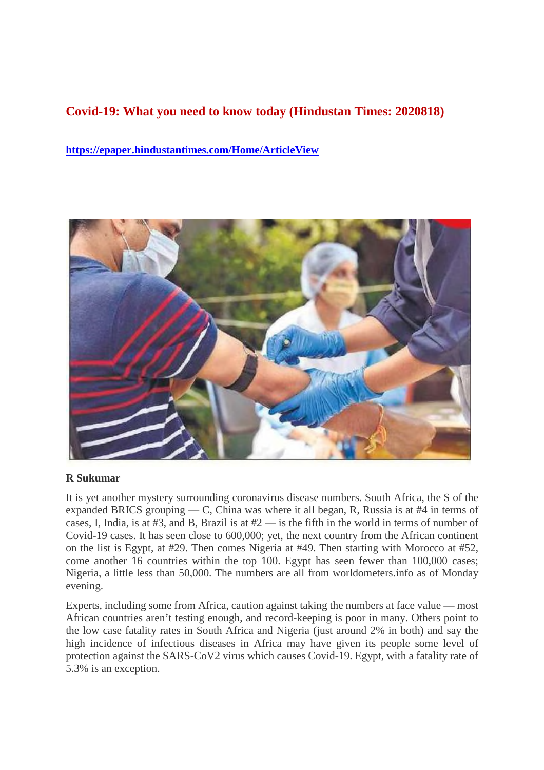## Covid-19: What you need to know today (Hindustan Times: 2020818)

https://epaper.hindustantimes.com/Home/ArticleView

**R Sukumar**

It is yet another mystery surrounding coronavirus disease numbers. South Africa, the S of the expanded BRICS grouping — C, China was where it all began, R, Russia is at #4 in terms of cases, I, India, is at #3, and B, Brazil is at #2 — is the fifth in the world in terms of number of Covid-19 cases. It has seen close to 600,000; yet, the next country from the African continent on the list is Egypt, at #29. Then comes Nigeria at #49. Then starting with Morocco at #52, come another 16 countries within the top 100. Egypt has seen fewer than 100,000 cases; Nigeria, a little less than 50,000. The numbers are all from worldometers.info as of Monday evening.

Experts, including some from Africa, caution against taking the numbers at face value — most African countries aren't testing enough, and record-keeping is poor in many. Others point to the low case fatality rates in South Africa and Nigeria (just around 2% in both) and say the high incidence of infectious diseases in Africa may have given its people some level of protection against the SARS-CoV2 virus which causes Covid-19. Egypt, with a fatality rate of 5.3% is an exception.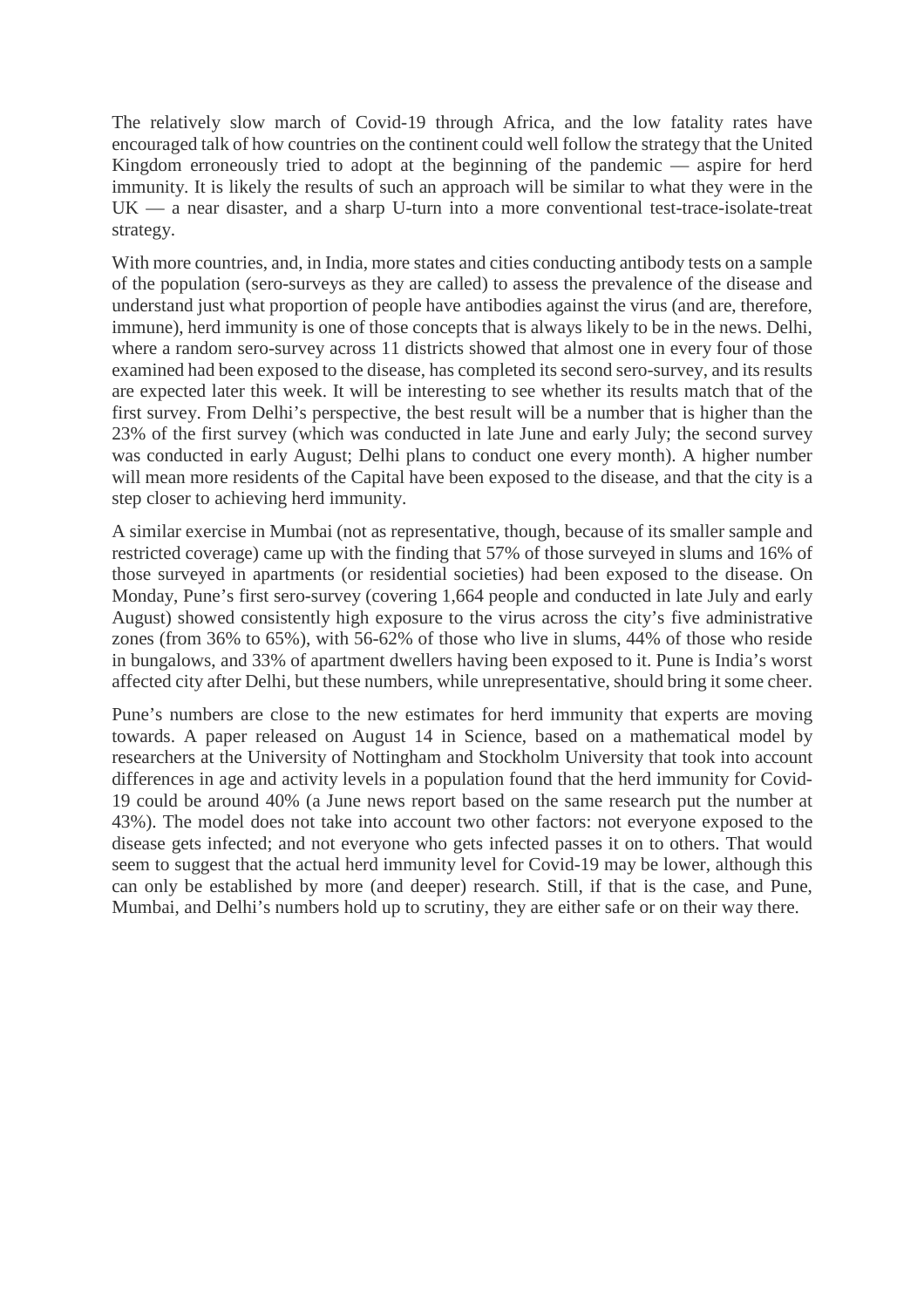The relatively slow march of Covid-19 through Africa, and the low fatality rates have encouraged talk of how countries on the continent could well follow the strategy that the United Kingdom erroneously tried to adopt at the beginning of the pandemic — aspire for herd immunity. It is likely the results of such an approach will be similar to what they were in the UK — a near disaster, and a sharp U-turn into a more conventional test-trace-isolate-treat strategy.

With more countries, and, in India, more states and cities conducting antibody tests on a sample of the population (sero-surveys as they are called) to assess the prevalence of the disease and understand just what proportion of people have antibodies against the virus (and are, therefore, immune), herd immunity is one of those concepts that is always likely to be in the news. Delhi, where a random sero-survey across 11 districts showed that almost one in every four of those examined had been exposed to the disease, has completed its second sero-survey, and its results are expected later this week. It will be interesting to see whether its results match that of the first survey. From Delhi's perspective, the best result will be a number that is higher than the 23% of the first survey (which was conducted in late June and early July; the second survey was conducted in early August; Delhi plans to conduct one every month). A higher number will mean more residents of the Capital have been exposed to the disease, and that the city is a step closer to achieving herd immunity.

A similar exercise in Mumbai (not as representative, though, because of its smaller sample and restricted coverage) came up with the finding that 57% of those surveyed in slums and 16% of those surveyed in apartments (or residential societies) had been exposed to the disease. On Monday, Pune's first sero-survey (covering 1,664 people and conducted in late July and early August) showed consistently high exposure to the virus across the city's five administrative zones (from 36% to 65%), with 56-62% of those who live in slums, 44% of those who reside in bungalows, and 33% of apartment dwellers having been exposed to it. Pune is India's worst affected city after Delhi, but these numbers, while unrepresentative, should bring it some cheer.

Pune's numbers are close to the new estimates for herd immunity that experts are moving towards. A paper released on August 14 in Science, based on a mathematical model by researchers at the University of Nottingham and Stockholm University that took into account differences in age and activity levels in a population found that the herd immunity for Covid-19 could be around 40% (a June news report based on the same research put the number at 43%). The model does not take into account two other factors: not everyone exposed to the disease gets infected; and not everyone who gets infected passes it on to others. That would seem to suggest that the actual herd immunity level for Covid-19 may be lower, although this can only be established by more (and deeper) research. Still, if that is the case, and Pune, Mumbai, and Delhi's numbers hold up to scrutiny, they are either safe or on their way there.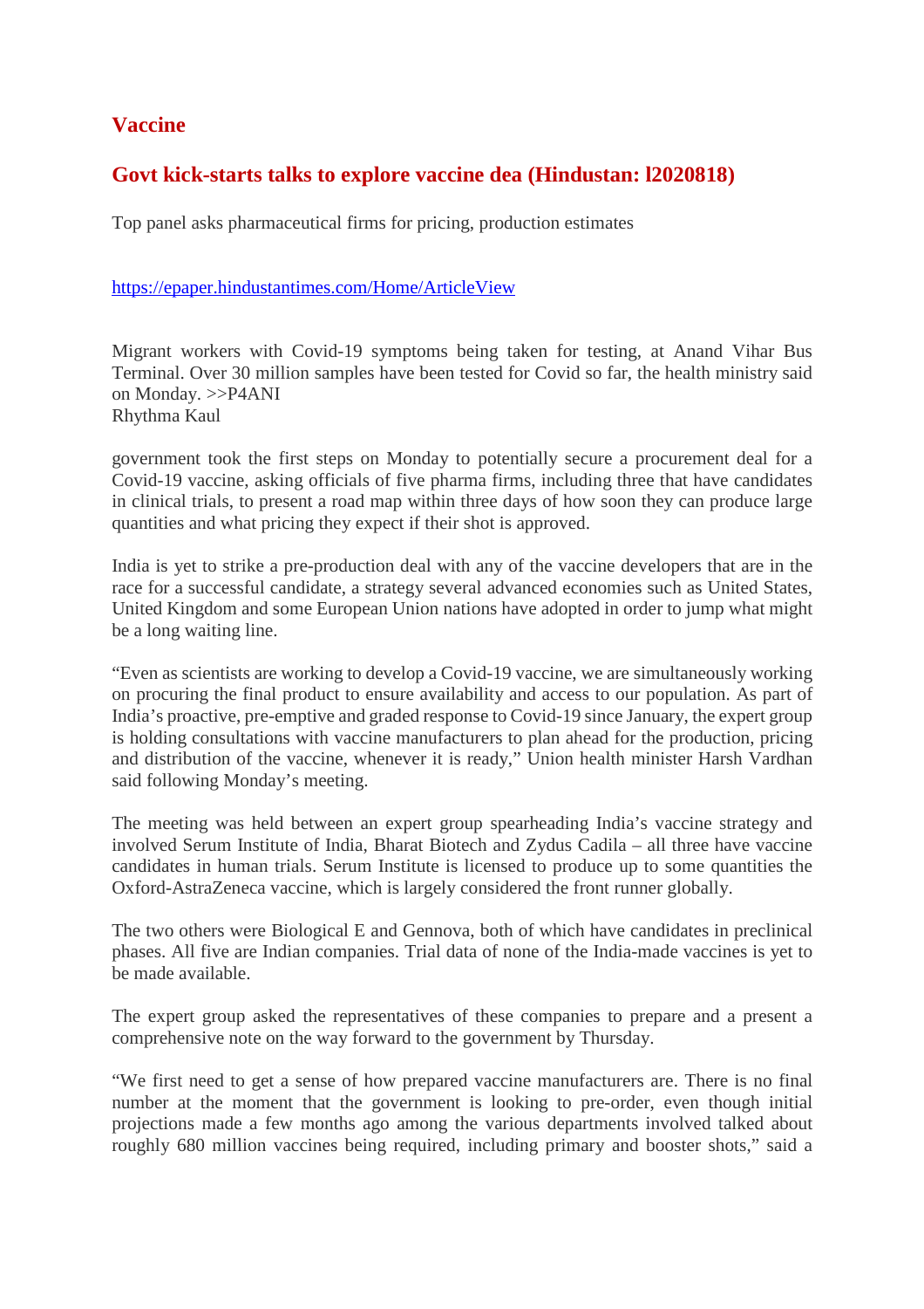## Vaccine

## Govt kick-starts talks to explore vaccine dea (Hindustan: l2020818)

Top panel asks pharmaceutical firms for pricing, production estimates

https://epaper.hindustantimes.com/Home/ArticleView

Migrant workers with Covid-19 symptoms being taken for testing, at Anand Vihar Bus Terminal. Over 30 million samples have been tested for Covid so far, the health ministry said on Monday. >>P4ANI
Rhythma Kaul

government took the first steps on Monday to potentially secure a procurement deal for a Covid-19 vaccine, asking officials of five pharma firms, including three that have candidates in clinical trials, to present a road map within three days of how soon they can produce large quantities and what pricing they expect if their shot is approved.

India is yet to strike a pre-production deal with any of the vaccine developers that are in the race for a successful candidate, a strategy several advanced economies such as United States, United Kingdom and some European Union nations have adopted in order to jump what might be a long waiting line.

"Even as scientists are working to develop a Covid-19 vaccine, we are simultaneously working on procuring the final product to ensure availability and access to our population. As part of India's proactive, pre-emptive and graded response to Covid-19 since January, the expert group is holding consultations with vaccine manufacturers to plan ahead for the production, pricing and distribution of the vaccine, whenever it is ready," Union health minister Harsh Vardhan said following Monday's meeting.

The meeting was held between an expert group spearheading India's vaccine strategy and involved Serum Institute of India, Bharat Biotech and Zydus Cadila – all three have vaccine candidates in human trials. Serum Institute is licensed to produce up to some quantities the Oxford-AstraZeneca vaccine, which is largely considered the front runner globally.

The two others were Biological E and Gennova, both of which have candidates in preclinical phases. All five are Indian companies. Trial data of none of the India-made vaccines is yet to be made available.

The expert group asked the representatives of these companies to prepare and a present a comprehensive note on the way forward to the government by Thursday.

"We first need to get a sense of how prepared vaccine manufacturers are. There is no final number at the moment that the government is looking to pre-order, even though initial projections made a few months ago among the various departments involved talked about roughly 680 million vaccines being required, including primary and booster shots," said a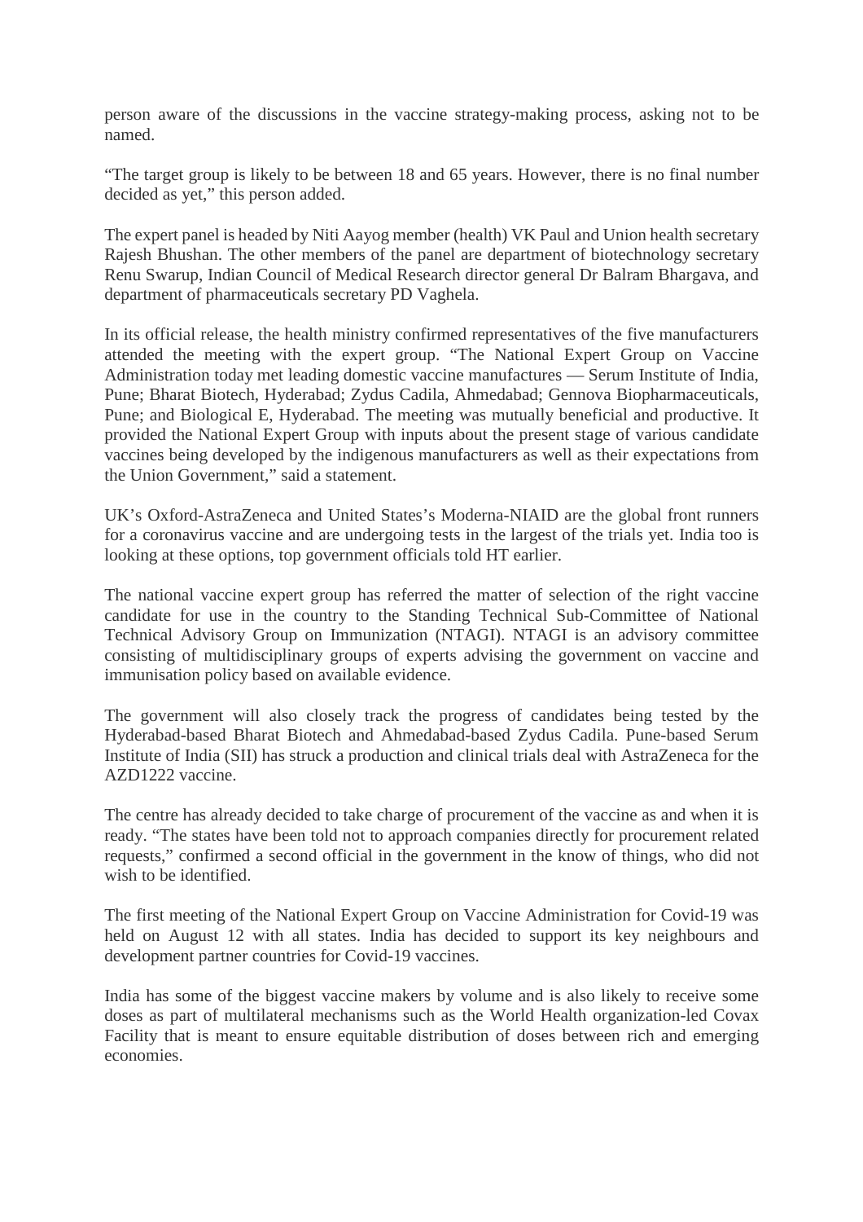person aware of the discussions in the vaccine strategy-making process, asking not to be named.

“The target group is likely to be between 18 and 65 years. However, there is no final number decided as yet,” this person added.

The expert panel is headed by Niti Aayog member (health) VK Paul and Union health secretary Rajesh Bhushan. The other members of the panel are department of biotechnology secretary Renu Swarup, Indian Council of Medical Research director general Dr Balram Bhargava, and department of pharmaceuticals secretary PD Vaghela.

In its official release, the health ministry confirmed representatives of the five manufacturers attended the meeting with the expert group. “The National Expert Group on Vaccine Administration today met leading domestic vaccine manufactures — Serum Institute of India, Pune; Bharat Biotech, Hyderabad; Zydus Cadila, Ahmedabad; Gennova Biopharmaceuticals, Pune; and Biological E, Hyderabad. The meeting was mutually beneficial and productive. It provided the National Expert Group with inputs about the present stage of various candidate vaccines being developed by the indigenous manufacturers as well as their expectations from the Union Government,” said a statement.

UK’s Oxford-AstraZeneca and United States’s Moderna-NIAID are the global front runners for a coronavirus vaccine and are undergoing tests in the largest of the trials yet. India too is looking at these options, top government officials told HT earlier.

The national vaccine expert group has referred the matter of selection of the right vaccine candidate for use in the country to the Standing Technical Sub-Committee of National Technical Advisory Group on Immunization (NTAGI). NTAGI is an advisory committee consisting of multidisciplinary groups of experts advising the government on vaccine and immunisation policy based on available evidence.

The government will also closely track the progress of candidates being tested by the Hyderabad-based Bharat Biotech and Ahmedabad-based Zydus Cadila. Pune-based Serum Institute of India (SII) has struck a production and clinical trials deal with AstraZeneca for the AZD1222 vaccine.

The centre has already decided to take charge of procurement of the vaccine as and when it is ready. “The states have been told not to approach companies directly for procurement related requests,” confirmed a second official in the government in the know of things, who did not wish to be identified.

The first meeting of the National Expert Group on Vaccine Administration for Covid-19 was held on August 12 with all states. India has decided to support its key neighbours and development partner countries for Covid-19 vaccines.

India has some of the biggest vaccine makers by volume and is also likely to receive some doses as part of multilateral mechanisms such as the World Health organization-led Covax Facility that is meant to ensure equitable distribution of doses between rich and emerging economies.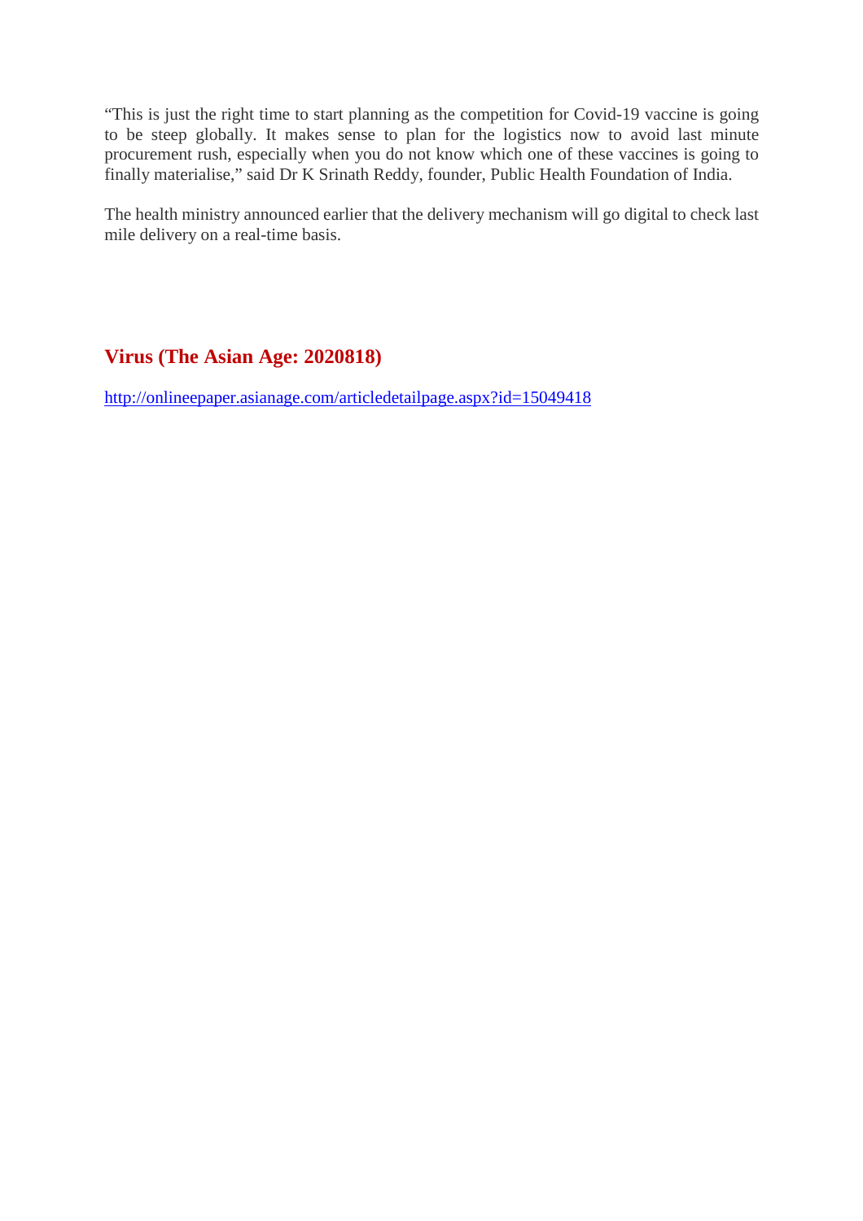"This is just the right time to start planning as the competition for Covid-19 vaccine is going to be steep globally. It makes sense to plan for the logistics now to avoid last minute procurement rush, especially when you do not know which one of these vaccines is going to finally materialise," said Dr K Srinath Reddy, founder, Public Health Foundation of India.

The health ministry announced earlier that the delivery mechanism will go digital to check last mile delivery on a real-time basis.

## Virus (The Asian Age: 2020818)

http://onlineepaper.asianage.com/articledetailpage.aspx?id=15049418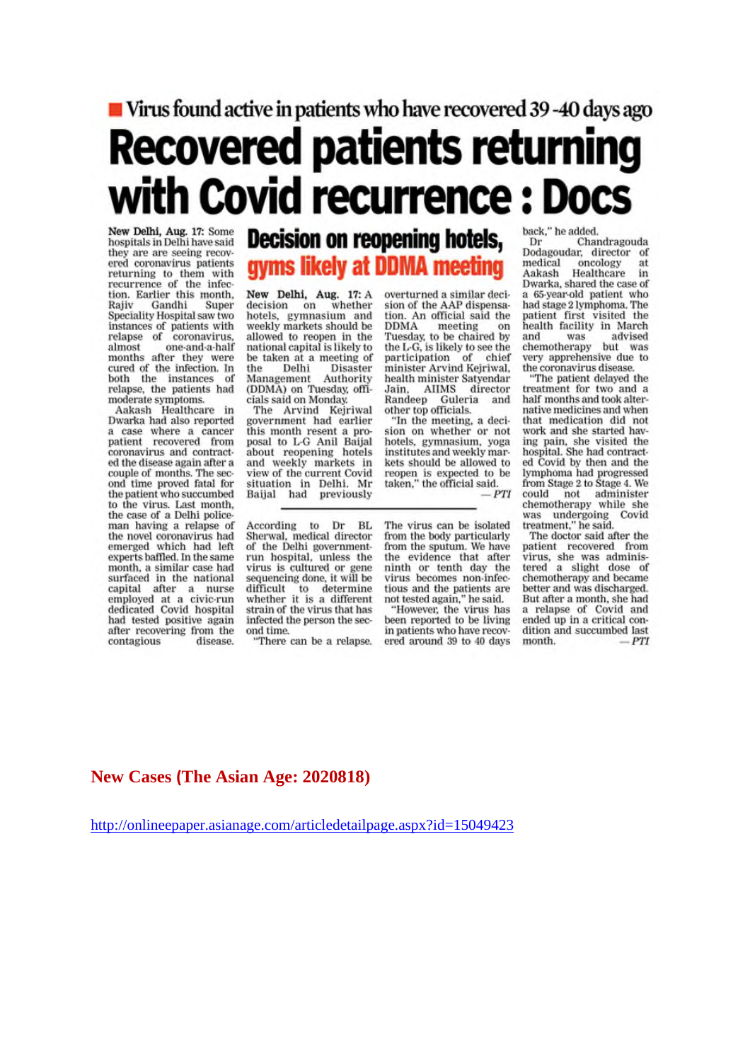■ Virus found active in patients who have recovered 39 -40 days ago

# Recovered patients returning with Covid recurrence : Docs

New Delhi, Aug. 17: Some hospitals in Delhi have said they are are seeing recovered coronavirus patients returning to them with recurrence of the infection. Earlier this month, Rajiv Gandhi Super Speciality Hospital saw two instances of patients with relapse of coronavirus, almost one-and-a-half months after they were cured of the infection. In both the instances of relapse, the patients had moderate symptoms.

Aakash Healthcare in Dwarka had also reported a case where a cancer patient recovered from coronavirus and contracted the disease again after a couple of months. The second time proved fatal for the patient who succumbed to the virus. Last month, the case of a Delhi policeman having a relapse of the novel coronavirus had emerged which had left experts baffled. In the same month, a similar case had surfaced in the national capital after a nurse employed at a civic-run dedicated Covid hospital had tested positive again after recovering from the contagious disease.

According to Dr BL Sherwal, medical director of the Delhi government-run hospital, unless the virus is cultured or gene sequencing done, it will be difficult to determine whether it is a different strain of the virus that has infected the person the second time.

"There can be a relapse. The virus can be isolated from the body particularly from the sputum. We have the evidence that after the ninth or tenth day the virus becomes non-infectious and the patients are not tested again," he said.

"However, the virus has been reported to be living in patients who have recovered around 39 to 40 days back," he added.

Dr Chandragouda Dodagoudar, director of medical oncology at Aakash Healthcare in Dwarka, shared the case of a 65-year-old patient who had stage 2 lymphoma. The patient first visited the health facility in March and was advised chemotherapy but was very apprehensive due to the coronavirus disease.

"The patient delayed the treatment for two and a half months and took alternative medicines and when that medication did not work and she started having pain, she visited the hospital. She had contracted Covid by then and the lymphoma had progressed from Stage 2 to Stage 4. We could not administer chemotherapy while she was undergoing Covid treatment," he said.

The doctor said after the patient recovered from virus, she was administered a slight dose of chemotherapy and became better and was discharged. But after a month, she had a relapse of Covid and ended up in a critical condition and succumbed last month. — *PTI*

## Decision on reopening hotels, gyms likely at DDMA meeting

New Delhi, Aug. 17: A decision on whether hotels, gymnasium and weekly markets should be allowed to reopen in the national capital is likely to be taken at a meeting of the Delhi Disaster Management Authority (DDMA) on Tuesday, officials said on Monday.

The Arvind Kejriwal government had earlier this month resent a proposal to L-G Anil Baijal about reopening hotels and weekly markets in view of the current Covid situation in Delhi. Mr Baijal had previously overturned a similar decision of the AAP dispensation. An official said the DDMA meeting on Tuesday, to be chaired by the L-G, is likely to see the participation of chief minister Arvind Kejriwal, health minister Satyendar Jain, AIIMS director Randeep Guleria and other top officials.

"In the meeting, a decision on whether or not hotels, gymnasium, yoga institutes and weekly markets should be allowed to reopen is expected to be taken," the official said. — *PTI*

**New Cases (The Asian Age: 2020818)**

http://onlineepaper.asianage.com/articledetailpage.aspx?id=15049423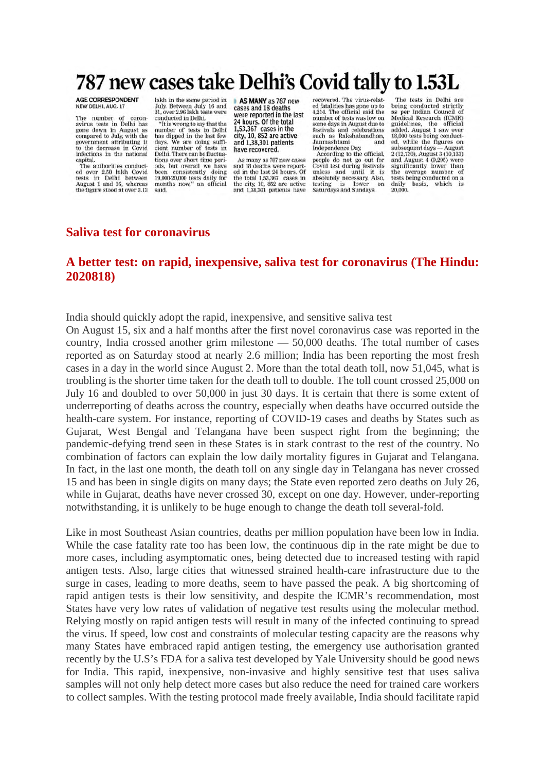# 787 new cases take Delhi's Covid tally to 1.53L

AGE CORRESPONDENT
NEW DELHI, AUG. 17

The number of coronavirus tests in Delhi has gone down in August as compared to July, with the government attributing it to the decrease in Covid infections in the national capital.

The authorities conducted over 2.58 lakh Covid tests in Delhi between August 1 and 15, whereas the figure stood at over 3.13 lakh in the same period in July. Between July 16 and 31, over 2.96 lakh tests were conducted in Delhi.

"It is wrong to say that the number of tests in Delhi has dipped in the last few days. We are doing sufficient number of tests in Delhi. There can be fluctuations over short time periods, but overall we have been consistently doing 19,000-20,000 tests daily for months now," an official said.

**AS MANY as 787 new cases and 18 deaths were reported in the last 24 hours. Of the total 1,53,367 cases in the city, 10, 852 are active and 1,38,301 patients have recovered.**

As many as 787 new cases and 18 deaths were reported in the last 24 hours. Of the total 1,53,367 cases in the city, 10, 852 are active and 1,38,301 patients have recovered. The virus-related fatalities has gone up to 4,214. The official said the number of tests was low on some days in August due to festivals and celebrations such as Rakshabandhan, Janmashtami and Independence Day.

According to the official, people do not go out for Covid test during festivals unless and until it is absolutely necessary. Also, testing is lower on Saturdays and Sundays.

The tests in Delhi are being conducted strictly as per Indian Council of Medical Research (ICMR) guidelines, the official added. August 1 saw over 18,000 tests being conducted, while the figures on subsequent days — August 2 (12,730), August 3 (10,133) and August 4 (9,295) were significantly lower than the average number of tests being conducted on a daily basis, which is 20,000.

## Saliva test for coronavirus

## A better test: on rapid, inexpensive, saliva test for coronavirus (The Hindu: 2020818)

India should quickly adopt the rapid, inexpensive, and sensitive saliva test

On August 15, six and a half months after the first novel coronavirus case was reported in the country, India crossed another grim milestone — 50,000 deaths. The total number of cases reported as on Saturday stood at nearly 2.6 million; India has been reporting the most fresh cases in a day in the world since August 2. More than the total death toll, now 51,045, what is troubling is the shorter time taken for the death toll to double. The toll count crossed 25,000 on July 16 and doubled to over 50,000 in just 30 days. It is certain that there is some extent of underreporting of deaths across the country, especially when deaths have occurred outside the health-care system. For instance, reporting of COVID-19 cases and deaths by States such as Gujarat, West Bengal and Telangana have been suspect right from the beginning; the pandemic-defying trend seen in these States is in stark contrast to the rest of the country. No combination of factors can explain the low daily mortality figures in Gujarat and Telangana. In fact, in the last one month, the death toll on any single day in Telangana has never crossed 15 and has been in single digits on many days; the State even reported zero deaths on July 26, while in Gujarat, deaths have never crossed 30, except on one day. However, under-reporting notwithstanding, it is unlikely to be huge enough to change the death toll several-fold.

Like in most Southeast Asian countries, deaths per million population have been low in India. While the case fatality rate too has been low, the continuous dip in the rate might be due to more cases, including asymptomatic ones, being detected due to increased testing with rapid antigen tests. Also, large cities that witnessed strained health-care infrastructure due to the surge in cases, leading to more deaths, seem to have passed the peak. A big shortcoming of rapid antigen tests is their low sensitivity, and despite the ICMR's recommendation, most States have very low rates of validation of negative test results using the molecular method. Relying mostly on rapid antigen tests will result in many of the infected continuing to spread the virus. If speed, low cost and constraints of molecular testing capacity are the reasons why many States have embraced rapid antigen testing, the emergency use authorisation granted recently by the U.S's FDA for a saliva test developed by Yale University should be good news for India. This rapid, inexpensive, non-invasive and highly sensitive test that uses saliva samples will not only help detect more cases but also reduce the need for trained care workers to collect samples. With the testing protocol made freely available, India should facilitate rapid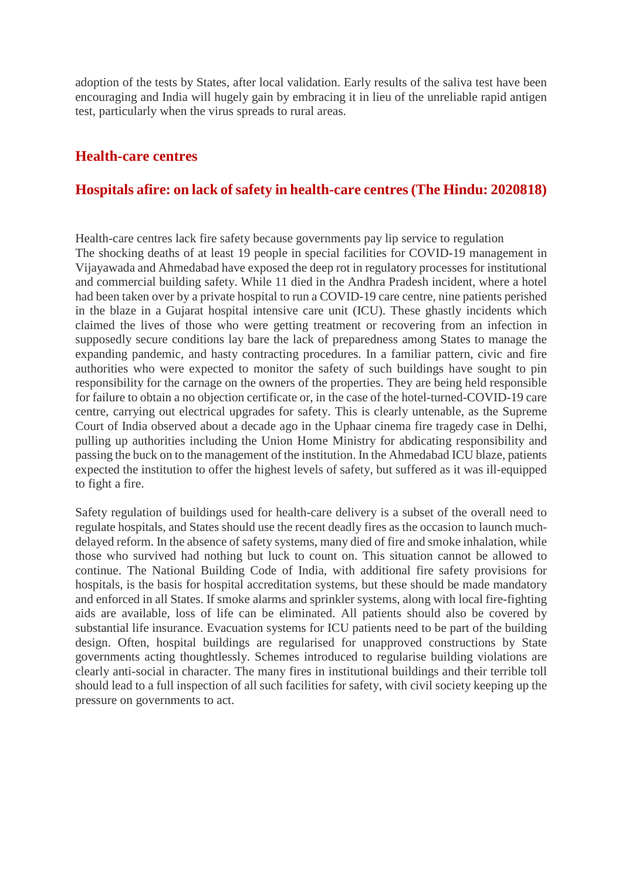adoption of the tests by States, after local validation. Early results of the saliva test have been encouraging and India will hugely gain by embracing it in lieu of the unreliable rapid antigen test, particularly when the virus spreads to rural areas.

## Health-care centres

### Hospitals afire: on lack of safety in health-care centres (The Hindu: 2020818)

Health-care centres lack fire safety because governments pay lip service to regulation
The shocking deaths of at least 19 people in special facilities for COVID-19 management in Vijayawada and Ahmedabad have exposed the deep rot in regulatory processes for institutional and commercial building safety. While 11 died in the Andhra Pradesh incident, where a hotel had been taken over by a private hospital to run a COVID-19 care centre, nine patients perished in the blaze in a Gujarat hospital intensive care unit (ICU). These ghastly incidents which claimed the lives of those who were getting treatment or recovering from an infection in supposedly secure conditions lay bare the lack of preparedness among States to manage the expanding pandemic, and hasty contracting procedures. In a familiar pattern, civic and fire authorities who were expected to monitor the safety of such buildings have sought to pin responsibility for the carnage on the owners of the properties. They are being held responsible for failure to obtain a no objection certificate or, in the case of the hotel-turned-COVID-19 care centre, carrying out electrical upgrades for safety. This is clearly untenable, as the Supreme Court of India observed about a decade ago in the Uphaar cinema fire tragedy case in Delhi, pulling up authorities including the Union Home Ministry for abdicating responsibility and passing the buck on to the management of the institution. In the Ahmedabad ICU blaze, patients expected the institution to offer the highest levels of safety, but suffered as it was ill-equipped to fight a fire.

Safety regulation of buildings used for health-care delivery is a subset of the overall need to regulate hospitals, and States should use the recent deadly fires as the occasion to launch much-delayed reform. In the absence of safety systems, many died of fire and smoke inhalation, while those who survived had nothing but luck to count on. This situation cannot be allowed to continue. The National Building Code of India, with additional fire safety provisions for hospitals, is the basis for hospital accreditation systems, but these should be made mandatory and enforced in all States. If smoke alarms and sprinkler systems, along with local fire-fighting aids are available, loss of life can be eliminated. All patients should also be covered by substantial life insurance. Evacuation systems for ICU patients need to be part of the building design. Often, hospital buildings are regularised for unapproved constructions by State governments acting thoughtlessly. Schemes introduced to regularise building violations are clearly anti-social in character. The many fires in institutional buildings and their terrible toll should lead to a full inspection of all such facilities for safety, with civil society keeping up the pressure on governments to act.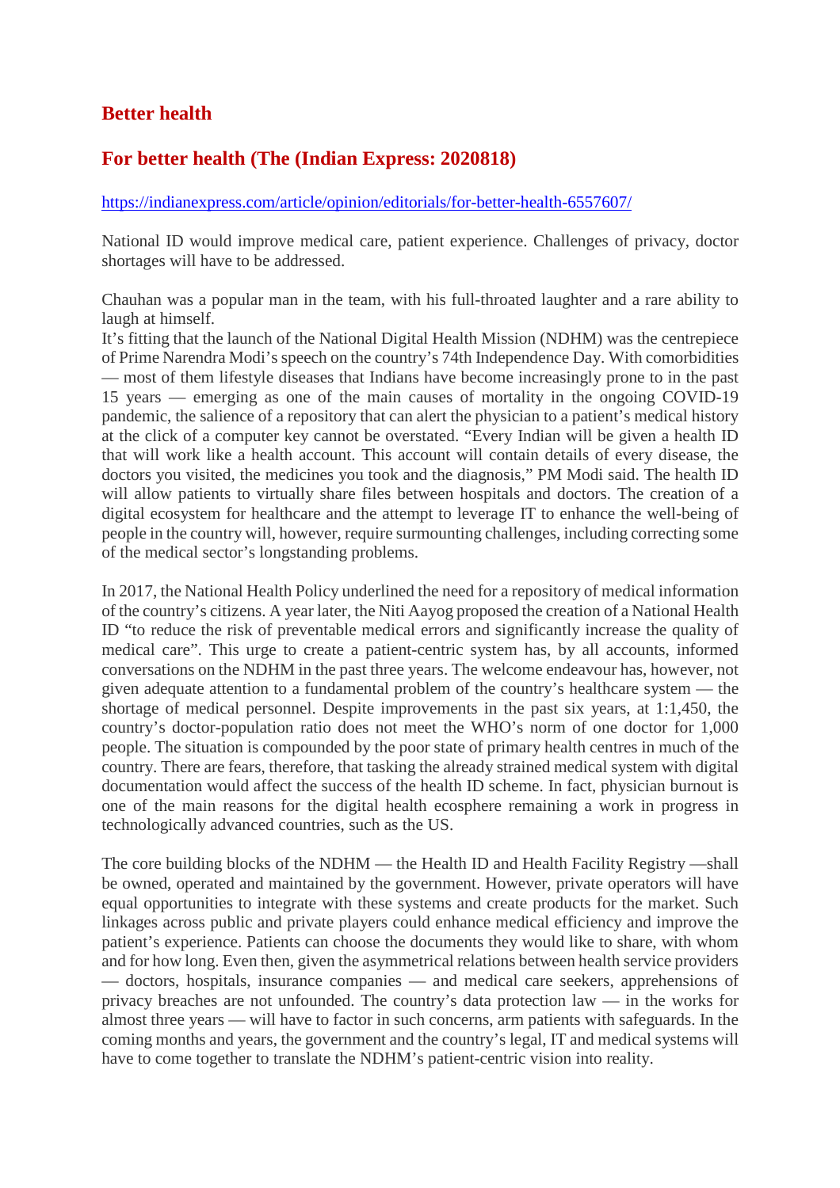## Better health

## For better health (The (Indian Express: 2020818)

https://indianexpress.com/article/opinion/editorials/for-better-health-6557607/

National ID would improve medical care, patient experience. Challenges of privacy, doctor shortages will have to be addressed.

Chauhan was a popular man in the team, with his full-throated laughter and a rare ability to laugh at himself.
It's fitting that the launch of the National Digital Health Mission (NDHM) was the centrepiece of Prime Narendra Modi's speech on the country's 74th Independence Day. With comorbidities — most of them lifestyle diseases that Indians have become increasingly prone to in the past 15 years — emerging as one of the main causes of mortality in the ongoing COVID-19 pandemic, the salience of a repository that can alert the physician to a patient's medical history at the click of a computer key cannot be overstated. "Every Indian will be given a health ID that will work like a health account. This account will contain details of every disease, the doctors you visited, the medicines you took and the diagnosis," PM Modi said. The health ID will allow patients to virtually share files between hospitals and doctors. The creation of a digital ecosystem for healthcare and the attempt to leverage IT to enhance the well-being of people in the country will, however, require surmounting challenges, including correcting some of the medical sector's longstanding problems.

In 2017, the National Health Policy underlined the need for a repository of medical information of the country's citizens. A year later, the Niti Aayog proposed the creation of a National Health ID "to reduce the risk of preventable medical errors and significantly increase the quality of medical care". This urge to create a patient-centric system has, by all accounts, informed conversations on the NDHM in the past three years. The welcome endeavour has, however, not given adequate attention to a fundamental problem of the country's healthcare system — the shortage of medical personnel. Despite improvements in the past six years, at 1:1,450, the country's doctor-population ratio does not meet the WHO's norm of one doctor for 1,000 people. The situation is compounded by the poor state of primary health centres in much of the country. There are fears, therefore, that tasking the already strained medical system with digital documentation would affect the success of the health ID scheme. In fact, physician burnout is one of the main reasons for the digital health ecosphere remaining a work in progress in technologically advanced countries, such as the US.

The core building blocks of the NDHM — the Health ID and Health Facility Registry —shall be owned, operated and maintained by the government. However, private operators will have equal opportunities to integrate with these systems and create products for the market. Such linkages across public and private players could enhance medical efficiency and improve the patient's experience. Patients can choose the documents they would like to share, with whom and for how long. Even then, given the asymmetrical relations between health service providers — doctors, hospitals, insurance companies — and medical care seekers, apprehensions of privacy breaches are not unfounded. The country's data protection law — in the works for almost three years — will have to factor in such concerns, arm patients with safeguards. In the coming months and years, the government and the country's legal, IT and medical systems will have to come together to translate the NDHM's patient-centric vision into reality.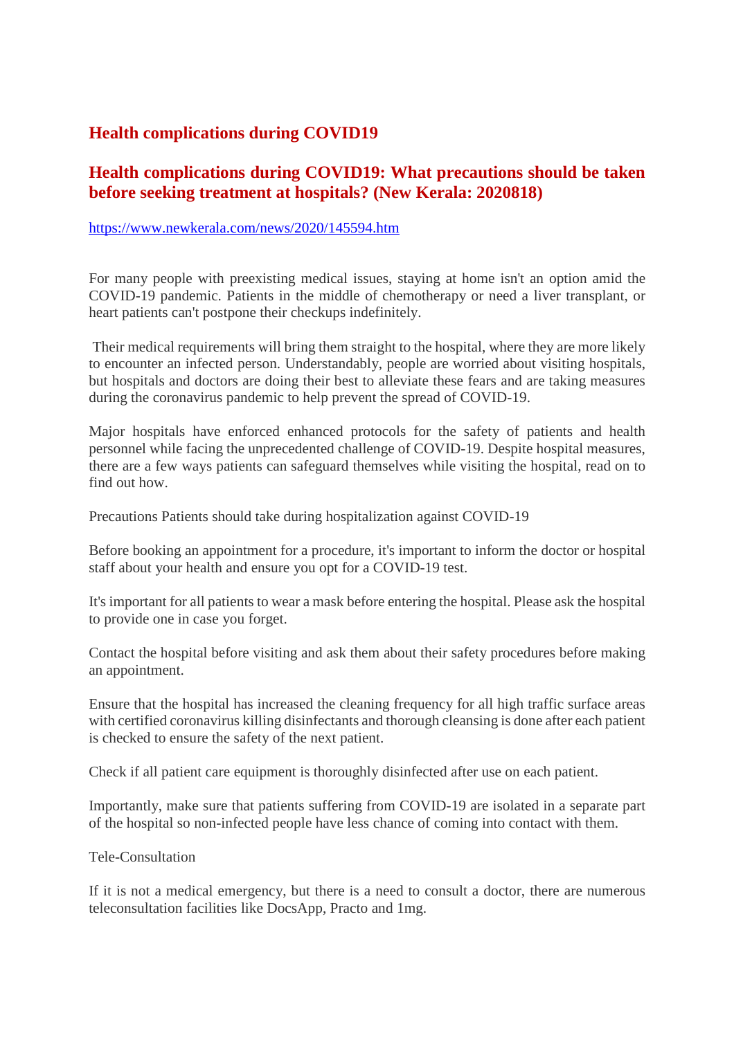## Health complications during COVID19

## Health complications during COVID19: What precautions should be taken before seeking treatment at hospitals? (New Kerala: 2020818)

https://www.newkerala.com/news/2020/145594.htm

For many people with preexisting medical issues, staying at home isn't an option amid the COVID-19 pandemic. Patients in the middle of chemotherapy or need a liver transplant, or heart patients can't postpone their checkups indefinitely.

Their medical requirements will bring them straight to the hospital, where they are more likely to encounter an infected person. Understandably, people are worried about visiting hospitals, but hospitals and doctors are doing their best to alleviate these fears and are taking measures during the coronavirus pandemic to help prevent the spread of COVID-19.

Major hospitals have enforced enhanced protocols for the safety of patients and health personnel while facing the unprecedented challenge of COVID-19. Despite hospital measures, there are a few ways patients can safeguard themselves while visiting the hospital, read on to find out how.

Precautions Patients should take during hospitalization against COVID-19

Before booking an appointment for a procedure, it's important to inform the doctor or hospital staff about your health and ensure you opt for a COVID-19 test.

It's important for all patients to wear a mask before entering the hospital. Please ask the hospital to provide one in case you forget.

Contact the hospital before visiting and ask them about their safety procedures before making an appointment.

Ensure that the hospital has increased the cleaning frequency for all high traffic surface areas with certified coronavirus killing disinfectants and thorough cleansing is done after each patient is checked to ensure the safety of the next patient.

Check if all patient care equipment is thoroughly disinfected after use on each patient.

Importantly, make sure that patients suffering from COVID-19 are isolated in a separate part of the hospital so non-infected people have less chance of coming into contact with them.

Tele-Consultation

If it is not a medical emergency, but there is a need to consult a doctor, there are numerous teleconsultation facilities like DocsApp, Practo and 1mg.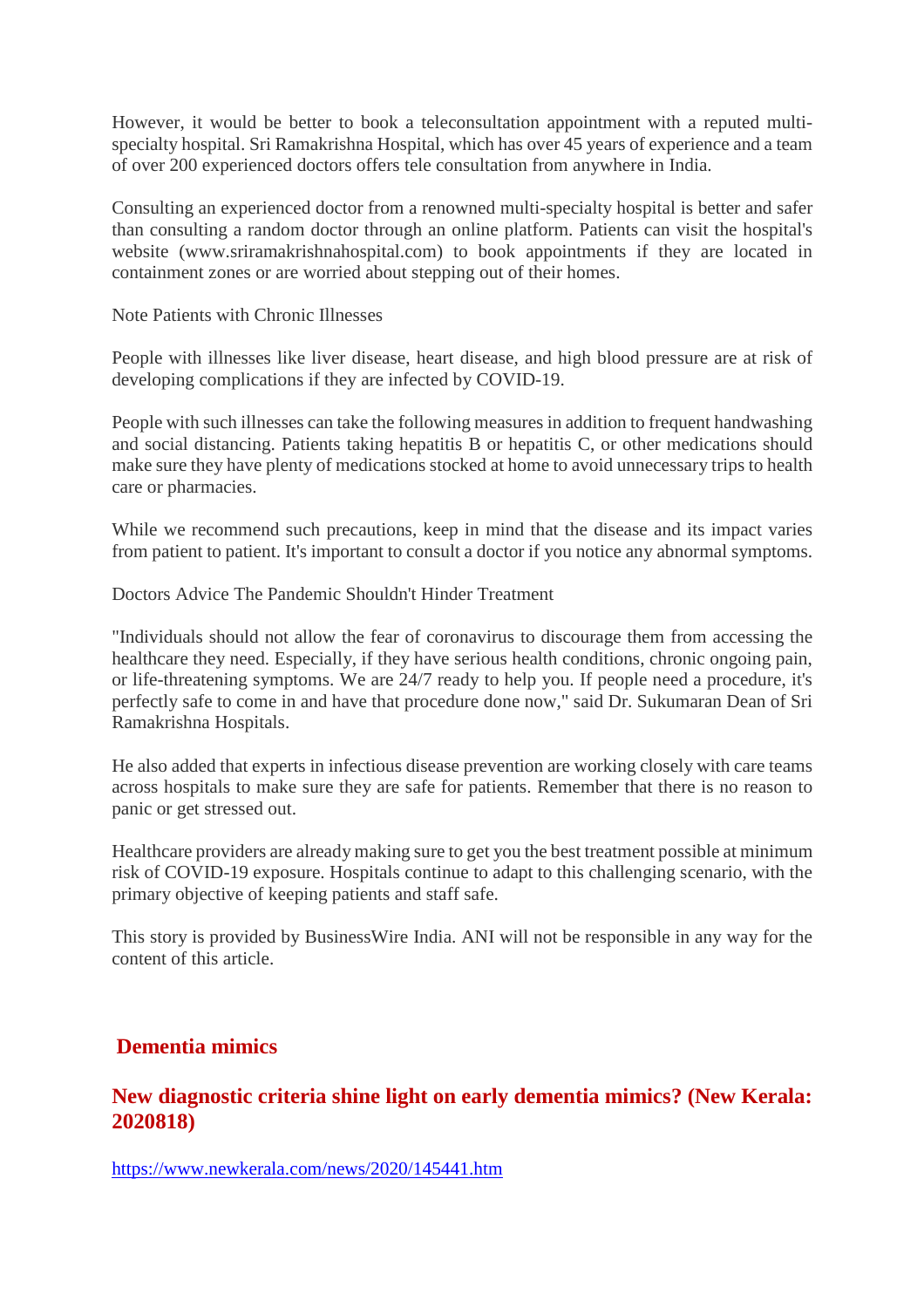However, it would be better to book a teleconsultation appointment with a reputed multi-specialty hospital. Sri Ramakrishna Hospital, which has over 45 years of experience and a team of over 200 experienced doctors offers tele consultation from anywhere in India.

Consulting an experienced doctor from a renowned multi-specialty hospital is better and safer than consulting a random doctor through an online platform. Patients can visit the hospital's website (www.sriramakrishnahospital.com) to book appointments if they are located in containment zones or are worried about stepping out of their homes.

Note Patients with Chronic Illnesses

People with illnesses like liver disease, heart disease, and high blood pressure are at risk of developing complications if they are infected by COVID-19.

People with such illnesses can take the following measures in addition to frequent handwashing and social distancing. Patients taking hepatitis B or hepatitis C, or other medications should make sure they have plenty of medications stocked at home to avoid unnecessary trips to health care or pharmacies.

While we recommend such precautions, keep in mind that the disease and its impact varies from patient to patient. It's important to consult a doctor if you notice any abnormal symptoms.

Doctors Advice The Pandemic Shouldn't Hinder Treatment

"Individuals should not allow the fear of coronavirus to discourage them from accessing the healthcare they need. Especially, if they have serious health conditions, chronic ongoing pain, or life-threatening symptoms. We are 24/7 ready to help you. If people need a procedure, it's perfectly safe to come in and have that procedure done now," said Dr. Sukumaran Dean of Sri Ramakrishna Hospitals.

He also added that experts in infectious disease prevention are working closely with care teams across hospitals to make sure they are safe for patients. Remember that there is no reason to panic or get stressed out.

Healthcare providers are already making sure to get you the best treatment possible at minimum risk of COVID-19 exposure. Hospitals continue to adapt to this challenging scenario, with the primary objective of keeping patients and staff safe.

This story is provided by BusinessWire India. ANI will not be responsible in any way for the content of this article.

## Dementia mimics

## New diagnostic criteria shine light on early dementia mimics? (New Kerala: 2020818)

https://www.newkerala.com/news/2020/145441.htm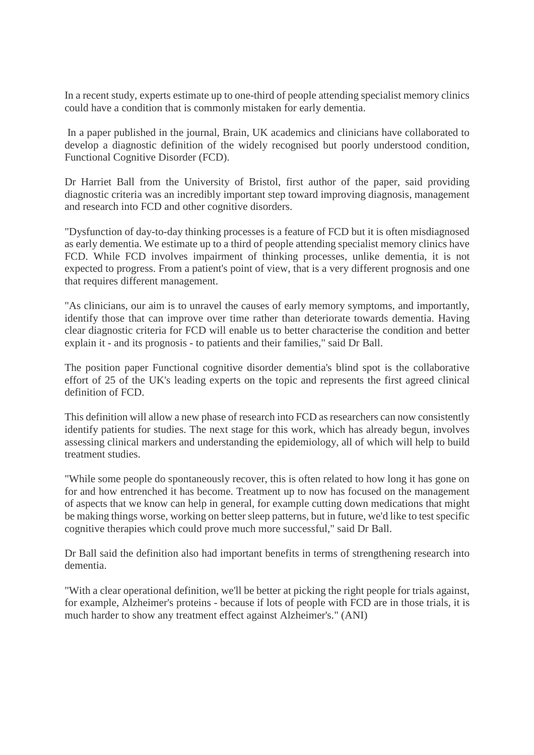In a recent study, experts estimate up to one-third of people attending specialist memory clinics could have a condition that is commonly mistaken for early dementia.

In a paper published in the journal, Brain, UK academics and clinicians have collaborated to develop a diagnostic definition of the widely recognised but poorly understood condition, Functional Cognitive Disorder (FCD).

Dr Harriet Ball from the University of Bristol, first author of the paper, said providing diagnostic criteria was an incredibly important step toward improving diagnosis, management and research into FCD and other cognitive disorders.

"Dysfunction of day-to-day thinking processes is a feature of FCD but it is often misdiagnosed as early dementia. We estimate up to a third of people attending specialist memory clinics have FCD. While FCD involves impairment of thinking processes, unlike dementia, it is not expected to progress. From a patient's point of view, that is a very different prognosis and one that requires different management.

"As clinicians, our aim is to unravel the causes of early memory symptoms, and importantly, identify those that can improve over time rather than deteriorate towards dementia. Having clear diagnostic criteria for FCD will enable us to better characterise the condition and better explain it - and its prognosis - to patients and their families," said Dr Ball.

The position paper Functional cognitive disorder dementia's blind spot is the collaborative effort of 25 of the UK's leading experts on the topic and represents the first agreed clinical definition of FCD.

This definition will allow a new phase of research into FCD as researchers can now consistently identify patients for studies. The next stage for this work, which has already begun, involves assessing clinical markers and understanding the epidemiology, all of which will help to build treatment studies.

"While some people do spontaneously recover, this is often related to how long it has gone on for and how entrenched it has become. Treatment up to now has focused on the management of aspects that we know can help in general, for example cutting down medications that might be making things worse, working on better sleep patterns, but in future, we'd like to test specific cognitive therapies which could prove much more successful," said Dr Ball.

Dr Ball said the definition also had important benefits in terms of strengthening research into dementia.

"With a clear operational definition, we'll be better at picking the right people for trials against, for example, Alzheimer's proteins - because if lots of people with FCD are in those trials, it is much harder to show any treatment effect against Alzheimer's." (ANI)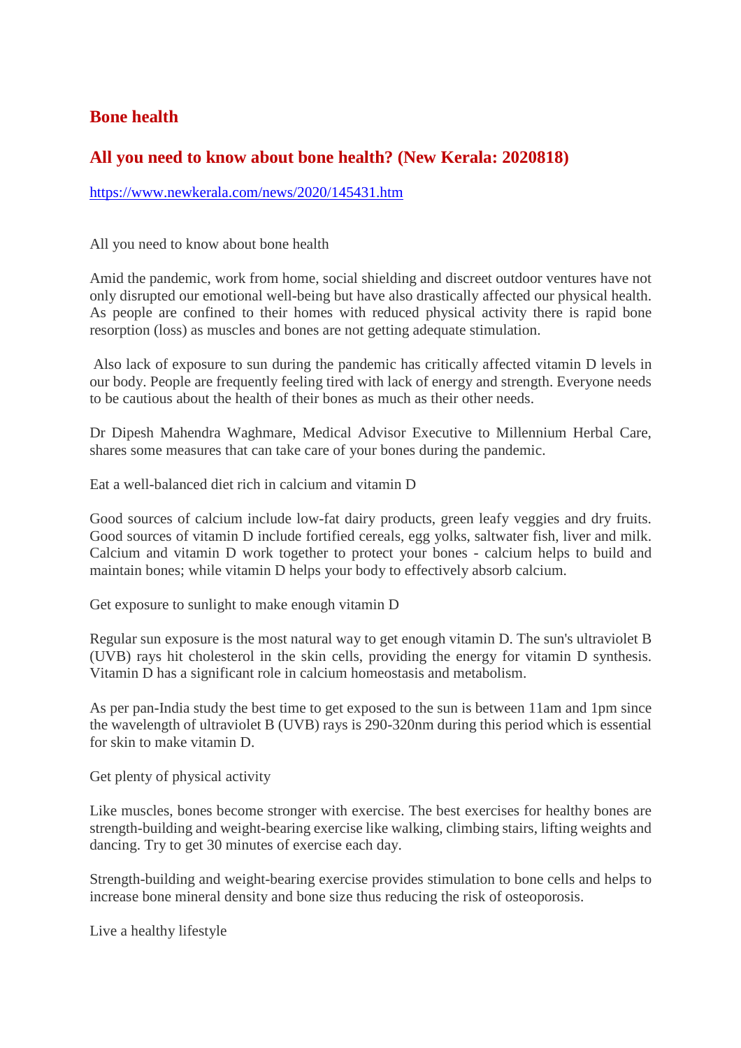## Bone health

## All you need to know about bone health? (New Kerala: 2020818)

https://www.newkerala.com/news/2020/145431.htm

All you need to know about bone health

Amid the pandemic, work from home, social shielding and discreet outdoor ventures have not only disrupted our emotional well-being but have also drastically affected our physical health. As people are confined to their homes with reduced physical activity there is rapid bone resorption (loss) as muscles and bones are not getting adequate stimulation.

Also lack of exposure to sun during the pandemic has critically affected vitamin D levels in our body. People are frequently feeling tired with lack of energy and strength. Everyone needs to be cautious about the health of their bones as much as their other needs.

Dr Dipesh Mahendra Waghmare, Medical Advisor Executive to Millennium Herbal Care, shares some measures that can take care of your bones during the pandemic.

Eat a well-balanced diet rich in calcium and vitamin D

Good sources of calcium include low-fat dairy products, green leafy veggies and dry fruits. Good sources of vitamin D include fortified cereals, egg yolks, saltwater fish, liver and milk. Calcium and vitamin D work together to protect your bones - calcium helps to build and maintain bones; while vitamin D helps your body to effectively absorb calcium.

Get exposure to sunlight to make enough vitamin D

Regular sun exposure is the most natural way to get enough vitamin D. The sun's ultraviolet B (UVB) rays hit cholesterol in the skin cells, providing the energy for vitamin D synthesis. Vitamin D has a significant role in calcium homeostasis and metabolism.

As per pan-India study the best time to get exposed to the sun is between 11am and 1pm since the wavelength of ultraviolet B (UVB) rays is 290-320nm during this period which is essential for skin to make vitamin D.

Get plenty of physical activity

Like muscles, bones become stronger with exercise. The best exercises for healthy bones are strength-building and weight-bearing exercise like walking, climbing stairs, lifting weights and dancing. Try to get 30 minutes of exercise each day.

Strength-building and weight-bearing exercise provides stimulation to bone cells and helps to increase bone mineral density and bone size thus reducing the risk of osteoporosis.

Live a healthy lifestyle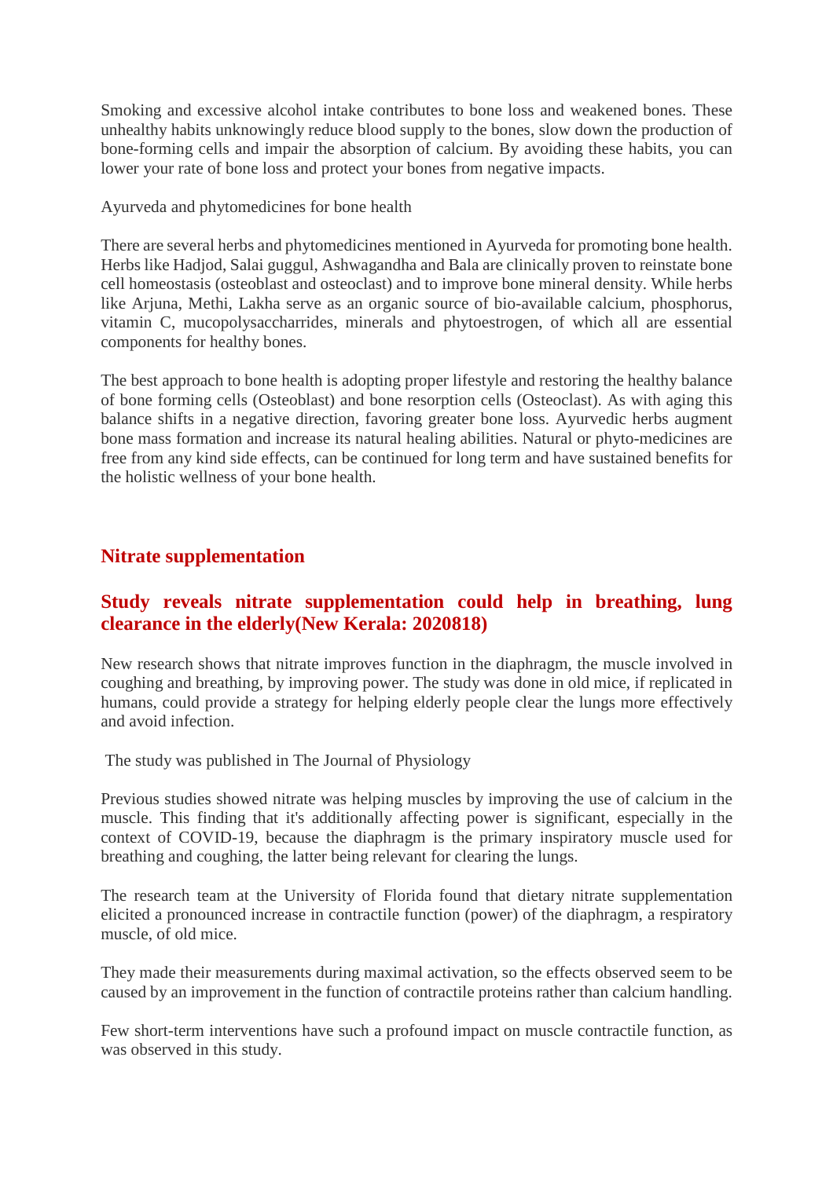Smoking and excessive alcohol intake contributes to bone loss and weakened bones. These unhealthy habits unknowingly reduce blood supply to the bones, slow down the production of bone-forming cells and impair the absorption of calcium. By avoiding these habits, you can lower your rate of bone loss and protect your bones from negative impacts.

Ayurveda and phytomedicines for bone health

There are several herbs and phytomedicines mentioned in Ayurveda for promoting bone health. Herbs like Hadjod, Salai guggul, Ashwagandha and Bala are clinically proven to reinstate bone cell homeostasis (osteoblast and osteoclast) and to improve bone mineral density. While herbs like Arjuna, Methi, Lakha serve as an organic source of bio-available calcium, phosphorus, vitamin C, mucopolysaccharrides, minerals and phytoestrogen, of which all are essential components for healthy bones.

The best approach to bone health is adopting proper lifestyle and restoring the healthy balance of bone forming cells (Osteoblast) and bone resorption cells (Osteoclast). As with aging this balance shifts in a negative direction, favoring greater bone loss. Ayurvedic herbs augment bone mass formation and increase its natural healing abilities. Natural or phyto-medicines are free from any kind side effects, can be continued for long term and have sustained benefits for the holistic wellness of your bone health.

## Nitrate supplementation

## Study reveals nitrate supplementation could help in breathing, lung clearance in the elderly(New Kerala: 2020818)

New research shows that nitrate improves function in the diaphragm, the muscle involved in coughing and breathing, by improving power. The study was done in old mice, if replicated in humans, could provide a strategy for helping elderly people clear the lungs more effectively and avoid infection.

The study was published in The Journal of Physiology

Previous studies showed nitrate was helping muscles by improving the use of calcium in the muscle. This finding that it's additionally affecting power is significant, especially in the context of COVID-19, because the diaphragm is the primary inspiratory muscle used for breathing and coughing, the latter being relevant for clearing the lungs.

The research team at the University of Florida found that dietary nitrate supplementation elicited a pronounced increase in contractile function (power) of the diaphragm, a respiratory muscle, of old mice.

They made their measurements during maximal activation, so the effects observed seem to be caused by an improvement in the function of contractile proteins rather than calcium handling.

Few short-term interventions have such a profound impact on muscle contractile function, as was observed in this study.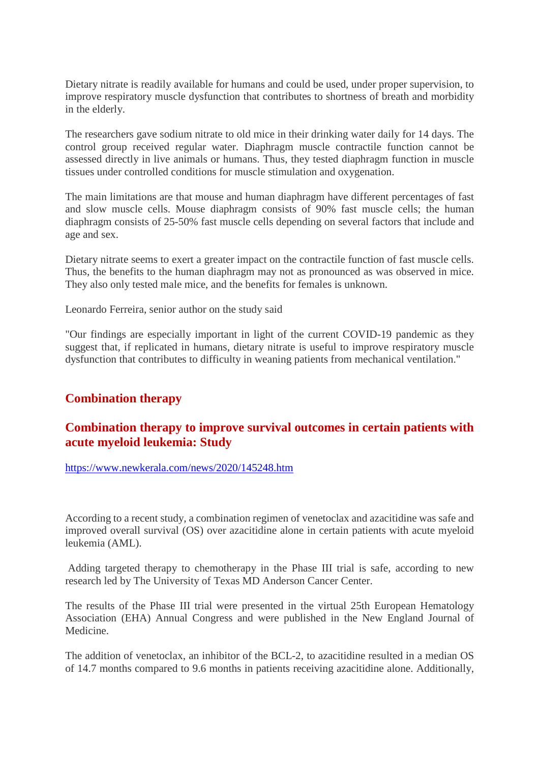Dietary nitrate is readily available for humans and could be used, under proper supervision, to improve respiratory muscle dysfunction that contributes to shortness of breath and morbidity in the elderly.

The researchers gave sodium nitrate to old mice in their drinking water daily for 14 days. The control group received regular water. Diaphragm muscle contractile function cannot be assessed directly in live animals or humans. Thus, they tested diaphragm function in muscle tissues under controlled conditions for muscle stimulation and oxygenation.

The main limitations are that mouse and human diaphragm have different percentages of fast and slow muscle cells. Mouse diaphragm consists of 90% fast muscle cells; the human diaphragm consists of 25-50% fast muscle cells depending on several factors that include and age and sex.

Dietary nitrate seems to exert a greater impact on the contractile function of fast muscle cells. Thus, the benefits to the human diaphragm may not as pronounced as was observed in mice. They also only tested male mice, and the benefits for females is unknown.

Leonardo Ferreira, senior author on the study said

"Our findings are especially important in light of the current COVID-19 pandemic as they suggest that, if replicated in humans, dietary nitrate is useful to improve respiratory muscle dysfunction that contributes to difficulty in weaning patients from mechanical ventilation."

## Combination therapy

## Combination therapy to improve survival outcomes in certain patients with acute myeloid leukemia: Study

https://www.newkerala.com/news/2020/145248.htm

According to a recent study, a combination regimen of venetoclax and azacitidine was safe and improved overall survival (OS) over azacitidine alone in certain patients with acute myeloid leukemia (AML).

Adding targeted therapy to chemotherapy in the Phase III trial is safe, according to new research led by The University of Texas MD Anderson Cancer Center.

The results of the Phase III trial were presented in the virtual 25th European Hematology Association (EHA) Annual Congress and were published in the New England Journal of Medicine.

The addition of venetoclax, an inhibitor of the BCL-2, to azacitidine resulted in a median OS of 14.7 months compared to 9.6 months in patients receiving azacitidine alone. Additionally,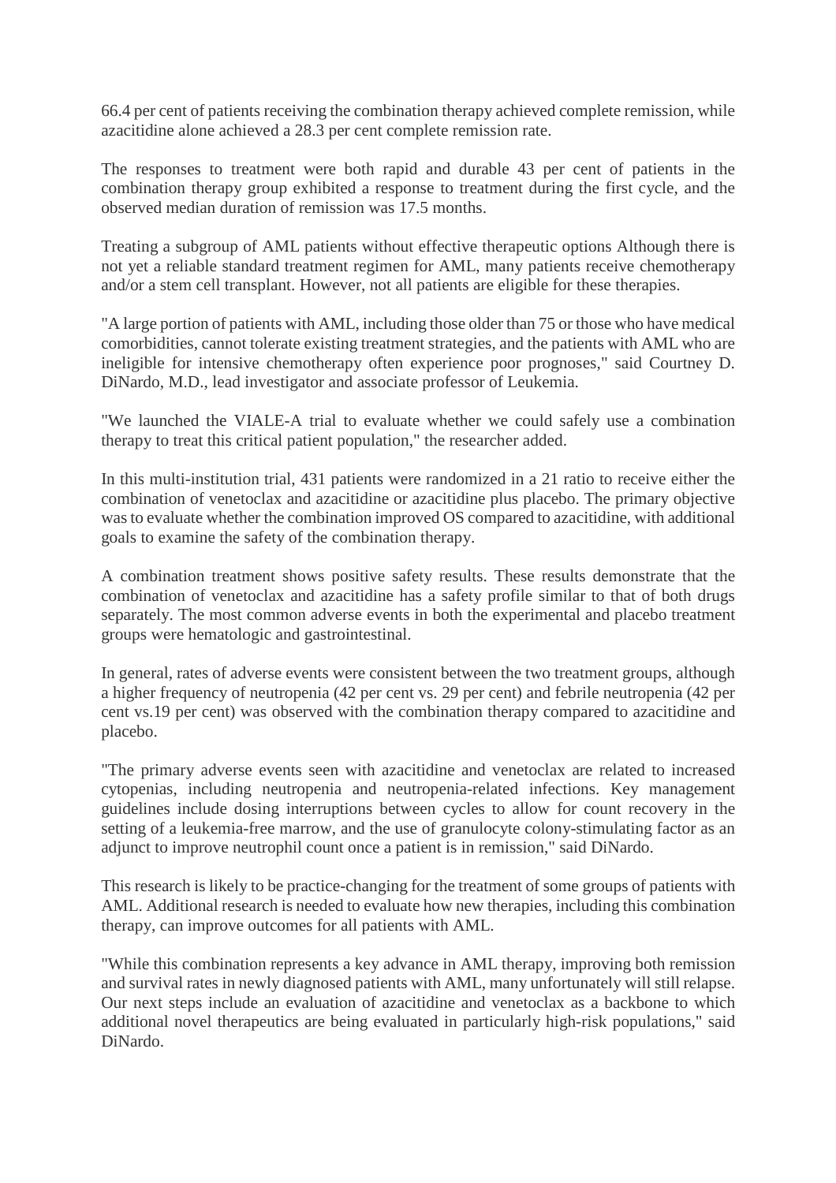66.4 per cent of patients receiving the combination therapy achieved complete remission, while azacitidine alone achieved a 28.3 per cent complete remission rate.

The responses to treatment were both rapid and durable 43 per cent of patients in the combination therapy group exhibited a response to treatment during the first cycle, and the observed median duration of remission was 17.5 months.

Treating a subgroup of AML patients without effective therapeutic options Although there is not yet a reliable standard treatment regimen for AML, many patients receive chemotherapy and/or a stem cell transplant. However, not all patients are eligible for these therapies.

"A large portion of patients with AML, including those older than 75 or those who have medical comorbidities, cannot tolerate existing treatment strategies, and the patients with AML who are ineligible for intensive chemotherapy often experience poor prognoses," said Courtney D. DiNardo, M.D., lead investigator and associate professor of Leukemia.

"We launched the VIALE-A trial to evaluate whether we could safely use a combination therapy to treat this critical patient population," the researcher added.

In this multi-institution trial, 431 patients were randomized in a 21 ratio to receive either the combination of venetoclax and azacitidine or azacitidine plus placebo. The primary objective was to evaluate whether the combination improved OS compared to azacitidine, with additional goals to examine the safety of the combination therapy.

A combination treatment shows positive safety results. These results demonstrate that the combination of venetoclax and azacitidine has a safety profile similar to that of both drugs separately. The most common adverse events in both the experimental and placebo treatment groups were hematologic and gastrointestinal.

In general, rates of adverse events were consistent between the two treatment groups, although a higher frequency of neutropenia (42 per cent vs. 29 per cent) and febrile neutropenia (42 per cent vs.19 per cent) was observed with the combination therapy compared to azacitidine and placebo.

"The primary adverse events seen with azacitidine and venetoclax are related to increased cytopenias, including neutropenia and neutropenia-related infections. Key management guidelines include dosing interruptions between cycles to allow for count recovery in the setting of a leukemia-free marrow, and the use of granulocyte colony-stimulating factor as an adjunct to improve neutrophil count once a patient is in remission," said DiNardo.

This research is likely to be practice-changing for the treatment of some groups of patients with AML. Additional research is needed to evaluate how new therapies, including this combination therapy, can improve outcomes for all patients with AML.

"While this combination represents a key advance in AML therapy, improving both remission and survival rates in newly diagnosed patients with AML, many unfortunately will still relapse. Our next steps include an evaluation of azacitidine and venetoclax as a backbone to which additional novel therapeutics are being evaluated in particularly high-risk populations," said DiNardo.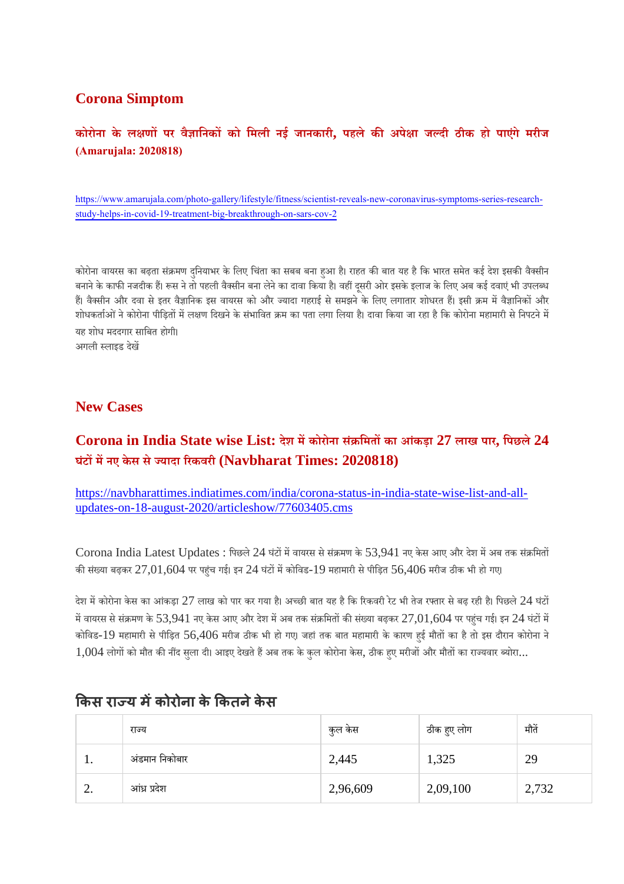## Corona Simptom

### कोरोना के लक्षणों पर वैज्ञानिकों को मिली नई जानकारी, पहले की अपेक्षा जल्दी ठीक हो पाएंगे मरीज (Amarujala: 2020818)

https://www.amarujala.com/photo-gallery/lifestyle/fitness/scientist-reveals-new-coronavirus-symptoms-series-research-study-helps-in-covid-19-treatment-big-breakthrough-on-sars-cov-2

कोरोना वायरस का बढ़ता संक्रमण दुनियाभर के लिए चिंता का सबब बना हुआ है। राहत की बात यह है कि भारत समेत कई देश इसकी वैक्सीन बनाने के काफी नजदीक हैं। रूस ने तो पहली वैक्सीन बना लेने का दावा किया है। वहीं दूसरी ओर इसके इलाज के लिए अब कई दवाएं भी उपलब्ध हैं। वैक्सीन और दवा से इतर वैज्ञानिक इस वायरस को और ज्यादा गहराई से समझने के लिए लगातार शोधरत हैं। इसी क्रम में वैज्ञानिकों और शोधकर्ताओं ने कोरोना पीड़ितों में लक्षण दिखने के संभावित क्रम का पता लगा लिया है। दावा किया जा रहा है कि कोरोना महामारी से निपटने में यह शोध मददगार साबित होगी।
अगली स्लाइड देखें

## New Cases

### Corona in India State wise List: देश में कोरोना संक्रमितों का आंकड़ा 27 लाख पार, पिछले 24 घंटों में नए केस से ज्यादा रिकवरी (Navbharat Times: 2020818)

https://navbharattimes.indiatimes.com/india/corona-status-in-india-state-wise-list-and-all-updates-on-18-august-2020/articleshow/77603405.cms

Corona India Latest Updates : पिछले 24 घंटों में वायरस से संक्रमण के 53,941 नए केस आए और देश में अब तक संक्रमितों की संख्या बढ़कर 27,01,604 पर पहुंच गई। इन 24 घंटों में कोविड-19 महामारी से पीड़ित 56,406 मरीज ठीक भी हो गए।

देश में कोरोना केस का आंकड़ा 27 लाख को पार कर गया है। अच्छी बात यह है कि रिकवरी रेट भी तेज रफ्तार से बढ़ रही है। पिछले 24 घंटों में वायरस से संक्रमण के 53,941 नए केस आए और देश में अब तक संक्रमितों की संख्या बढ़कर 27,01,604 पर पहुंच गई। इन 24 घंटों में कोविड-19 महामारी से पीड़ित 56,406 मरीज ठीक भी हो गए। जहां तक बात महामारी के कारण हुई मौतों का है तो इस दौरान कोरोना ने 1,004 लोगों को मौत की नींद सुला दी। आइए देखते हैं अब तक के कुल कोरोना केस, ठीक हुए मरीजों और मौतों का राज्यवार ब्योरा...

## किस राज्य में कोरोना के कितने केस

| | राज्य | कुल केस | ठीक हुए लोग | मौतें |
|---|---|---|---|---|
| 1. | अंडमान निकोबार | 2,445 | 1,325 | 29 |
| 2. | आंध्र प्रदेश | 2,96,609 | 2,09,100 | 2,732 |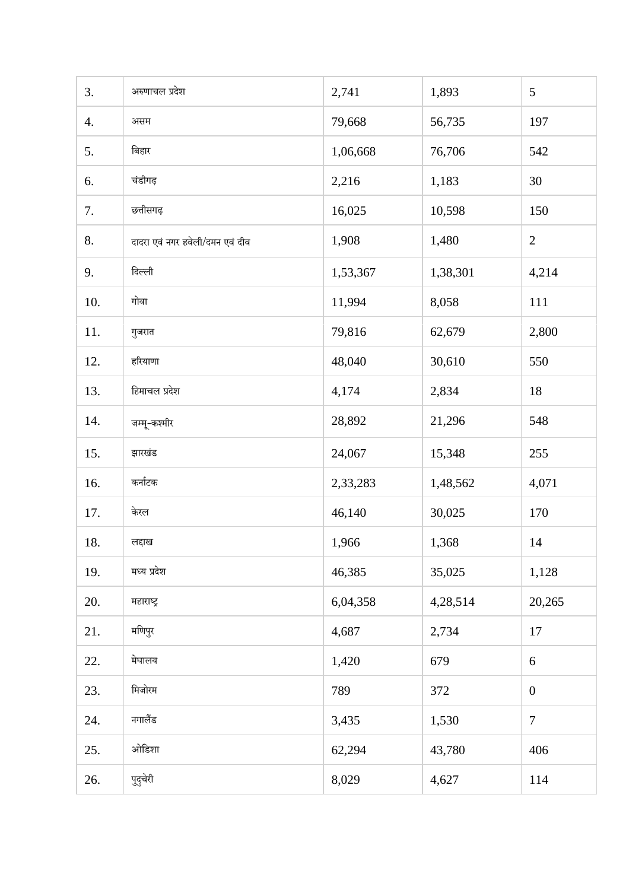| 3. | अरुणाचल प्रदेश | 2,741 | 1,893 | 5 |
|---|---|---|---|---|
| 4. | असम | 79,668 | 56,735 | 197 |
| 5. | बिहार | 1,06,668 | 76,706 | 542 |
| 6. | चंडीगढ़ | 2,216 | 1,183 | 30 |
| 7. | छत्तीसगढ़ | 16,025 | 10,598 | 150 |
| 8. | दादरा एवं नगर हवेली/दमन एवं दीव | 1,908 | 1,480 | 2 |
| 9. | दिल्ली | 1,53,367 | 1,38,301 | 4,214 |
| 10. | गोवा | 11,994 | 8,058 | 111 |
| 11. | गुजरात | 79,816 | 62,679 | 2,800 |
| 12. | हरियाणा | 48,040 | 30,610 | 550 |
| 13. | हिमाचल प्रदेश | 4,174 | 2,834 | 18 |
| 14. | जम्मू-कश्मीर | 28,892 | 21,296 | 548 |
| 15. | झारखंड | 24,067 | 15,348 | 255 |
| 16. | कर्नाटक | 2,33,283 | 1,48,562 | 4,071 |
| 17. | केरल | 46,140 | 30,025 | 170 |
| 18. | लद्दाख | 1,966 | 1,368 | 14 |
| 19. | मध्य प्रदेश | 46,385 | 35,025 | 1,128 |
| 20. | महाराष्ट्र | 6,04,358 | 4,28,514 | 20,265 |
| 21. | मणिपुर | 4,687 | 2,734 | 17 |
| 22. | मेघालय | 1,420 | 679 | 6 |
| 23. | मिजोरम | 789 | 372 | 0 |
| 24. | नगालैंड | 3,435 | 1,530 | 7 |
| 25. | ओडिशा | 62,294 | 43,780 | 406 |
| 26. | पुदुचेरी | 8,029 | 4,627 | 114 |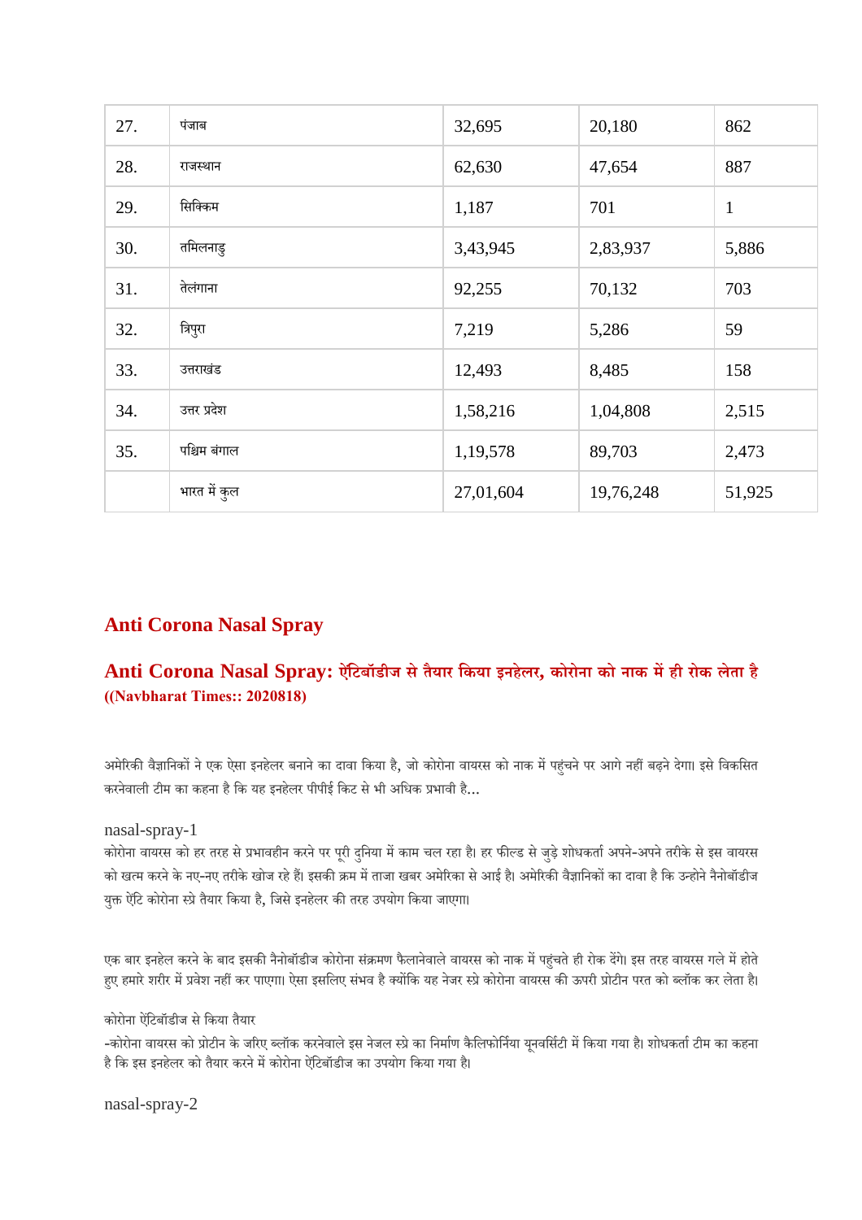| 27. | पंजाब | 32,695 | 20,180 | 862 |
|---|---|---|---|---|
| 28. | राजस्थान | 62,630 | 47,654 | 887 |
| 29. | सिक्किम | 1,187 | 701 | 1 |
| 30. | तमिलनाडु | 3,43,945 | 2,83,937 | 5,886 |
| 31. | तेलंगाना | 92,255 | 70,132 | 703 |
| 32. | त्रिपुरा | 7,219 | 5,286 | 59 |
| 33. | उत्तराखंड | 12,493 | 8,485 | 158 |
| 34. | उत्तर प्रदेश | 1,58,216 | 1,04,808 | 2,515 |
| 35. | पश्चिम बंगाल | 1,19,578 | 89,703 | 2,473 |
|  | भारत में कुल | 27,01,604 | 19,76,248 | 51,925 |

## Anti Corona Nasal Spray

### Anti Corona Nasal Spray: ऐंटिबॉडीज से तैयार किया इनहेलर, कोरोना को नाक में ही रोक लेता है ((Navbharat Times:: 2020818)

अमेरिकी वैज्ञानिकों ने एक ऐसा इनहेलर बनाने का दावा किया है, जो कोरोना वायरस को नाक में पहुंचने पर आगे नहीं बढ़ने देगा। इसे विकसित करनेवाली टीम का कहना है कि यह इनहेलर पीपीई किट से भी अधिक प्रभावी है...

nasal-spray-1

कोरोना वायरस को हर तरह से प्रभावहीन करने पर पूरी दुनिया में काम चल रहा है। हर फील्ड से जुड़े शोधकर्ता अपने-अपने तरीके से इस वायरस को खत्म करने के नए-नए तरीके खोज रहे हैं। इसकी क्रम में ताजा खबर अमेरिका से आई है। अमेरिकी वैज्ञानिकों का दावा है कि उन्होंने नैनोबॉडीज युक्त ऐंटि कोरोना स्प्रे तैयार किया है, जिसे इनहेलर की तरह उपयोग किया जाएगा।

एक बार इनहेल करने के बाद इसकी नैनोबॉडीज कोरोना संक्रमण फैलानेवाले वायरस को नाक में पहुंचते ही रोक देंगे। इस तरह वायरस गले में होते हुए हमारे शरीर में प्रवेश नहीं कर पाएगा। ऐसा इसलिए संभव है क्योंकि यह नेजर स्प्रे कोरोना वायरस की ऊपरी प्रोटीन परत को ब्लॉक कर लेता है।

कोरोना ऐंटिबॉडीज से किया तैयार

-कोरोना वायरस को प्रोटीन के जरिए ब्लॉक करनेवाले इस नेजल स्प्रे का निर्माण कैलिफोर्निया यूनवर्सिटी में किया गया है। शोधकर्ता टीम का कहना है कि इस इनहेलर को तैयार करने में कोरोना ऐंटिबॉडीज का उपयोग किया गया है।

nasal-spray-2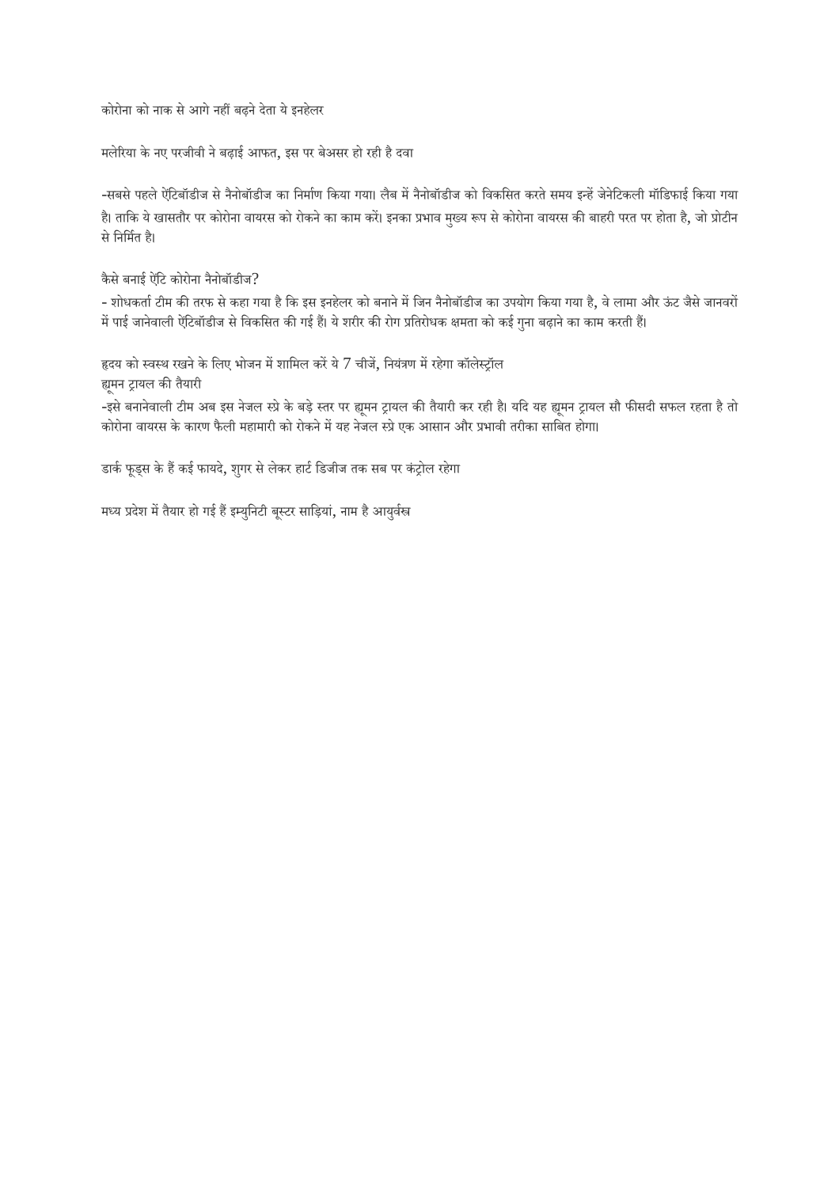कोरोना को नाक से आगे नहीं बढ़ने देता ये इनहेलर

मलेरिया के नए परजीवी ने बढ़ाई आफत, इस पर बेअसर हो रही है दवा

-सबसे पहले ऐंटिबॉडीज से नैनोबॉडीज का निर्माण किया गया। लैब में नैनोबॉडीज को विकसित करते समय इन्हें जेनेटिकली मॉडिफाई किया गया है। ताकि ये खासतौर पर कोरोना वायरस को रोकने का काम करें। इनका प्रभाव मुख्य रूप से कोरोना वायरस की बाहरी परत पर होता है, जो प्रोटीन से निर्मित है।

कैसे बनाई ऐंटि कोरोना नैनोबॉडीज?

- शोधकर्ता टीम की तरफ से कहा गया है कि इस इनहेलर को बनाने में जिन नैनोबॉडीज का उपयोग किया गया है, वे लामा और ऊंट जैसे जानवरों में पाई जानेवाली ऐंटिबॉडीज से विकसित की गई हैं। ये शरीर की रोग प्रतिरोधक क्षमता को कई गुना बढ़ाने का काम करती हैं।

हृदय को स्वस्थ रखने के लिए भोजन में शामिल करें ये 7 चीजें, नियंत्रण में रहेगा कॉलेस्ट्रॉल

ह्यूमन ट्रायल की तैयारी

-इसे बनानेवाली टीम अब इस नेजल स्प्रे के बड़े स्तर पर ह्यूमन ट्रायल की तैयारी कर रही है। यदि यह ह्यूमन ट्रायल सौ फीसदी सफल रहता है तो कोरोना वायरस के कारण फैली महामारी को रोकने में यह नेजल स्प्रे एक आसान और प्रभावी तरीका साबित होगा।

डार्क फूड्स के हैं कई फायदे, शुगर से लेकर हार्ट डिजीज तक सब पर कंट्रोल रहेगा

मध्य प्रदेश में तैयार हो गई हैं इम्युनिटी बूस्टर साड़ियां, नाम है आयुर्वस्त्र